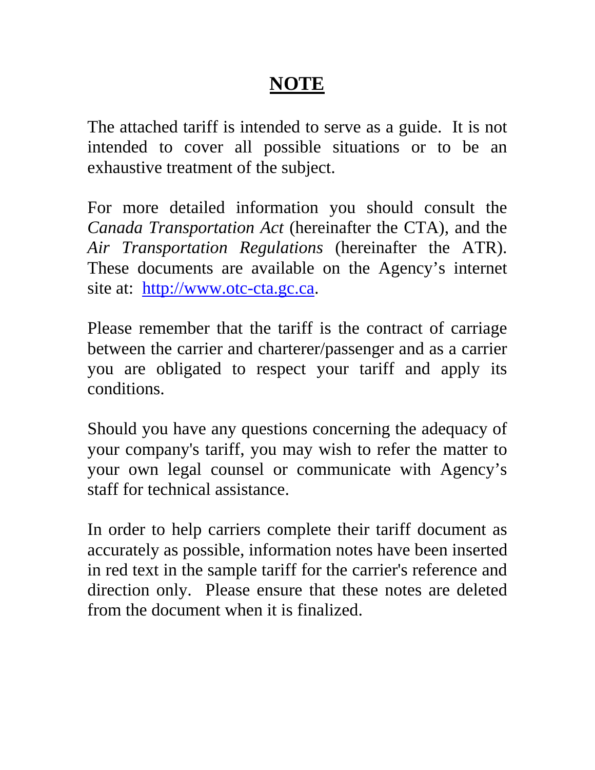# **NOTE**

The attached tariff is intended to serve as a guide. It is not intended to cover all possible situations or to be an exhaustive treatment of the subject.

For more detailed information you should consult the *Canada Transportation Act* (hereinafter the CTA), and the *Air Transportation Regulations* (hereinafter the ATR). These documents are available on the Agency's internet site at: [http://www.otc-cta.gc.ca](http://www.otc-cta.gc.ca).

Please remember that the tariff is the contract of carriage between the carrier and charterer/passenger and as a carrier you are obligated to respect your tariff and apply its conditions.

Should you have any questions concerning the adequacy of your company's tariff, you may wish to refer the matter to your own legal counsel or communicate with Agency's staff for technical assistance.

In order to help carriers complete their tariff document as accurately as possible, information notes have been inserted in red text in the sample tariff for the carrier's reference and direction only. Please ensure that these notes are deleted from the document when it is finalized.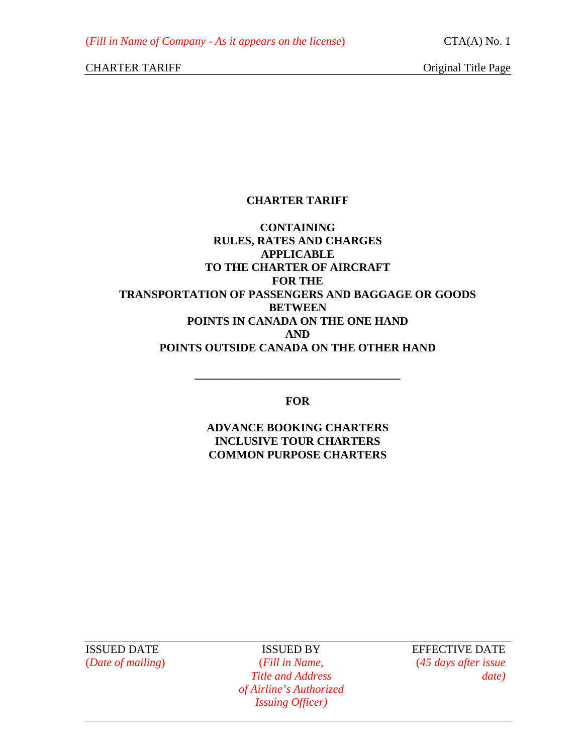(*Fill in Name of Company - As it appears on the license*) CTA(A) No. 1

CHARTER TARIFF Original Title Page

# CHARTER TARIFF

**CONTAINING**
**RULES, RATES AND CHARGES**
**APPLICABLE**
**TO THE CHARTER OF AIRCRAFT**
**FOR THE**
**TRANSPORTATION OF PASSENGERS AND BAGGAGE OR GOODS**
**BETWEEN**
**POINTS IN CANADA ON THE ONE HAND**
**AND**
**POINTS OUTSIDE CANADA ON THE OTHER HAND**

---

**FOR**

**ADVANCE BOOKING CHARTERS**
**INCLUSIVE TOUR CHARTERS**
**COMMON PURPOSE CHARTERS**

| ISSUED DATE | ISSUED BY | EFFECTIVE DATE |
|---|---|---|
| (*Date of mailing*) | (*Fill in Name, Title and Address of Airline's Authorized Issuing Officer)* | (*45 days after issue date)* |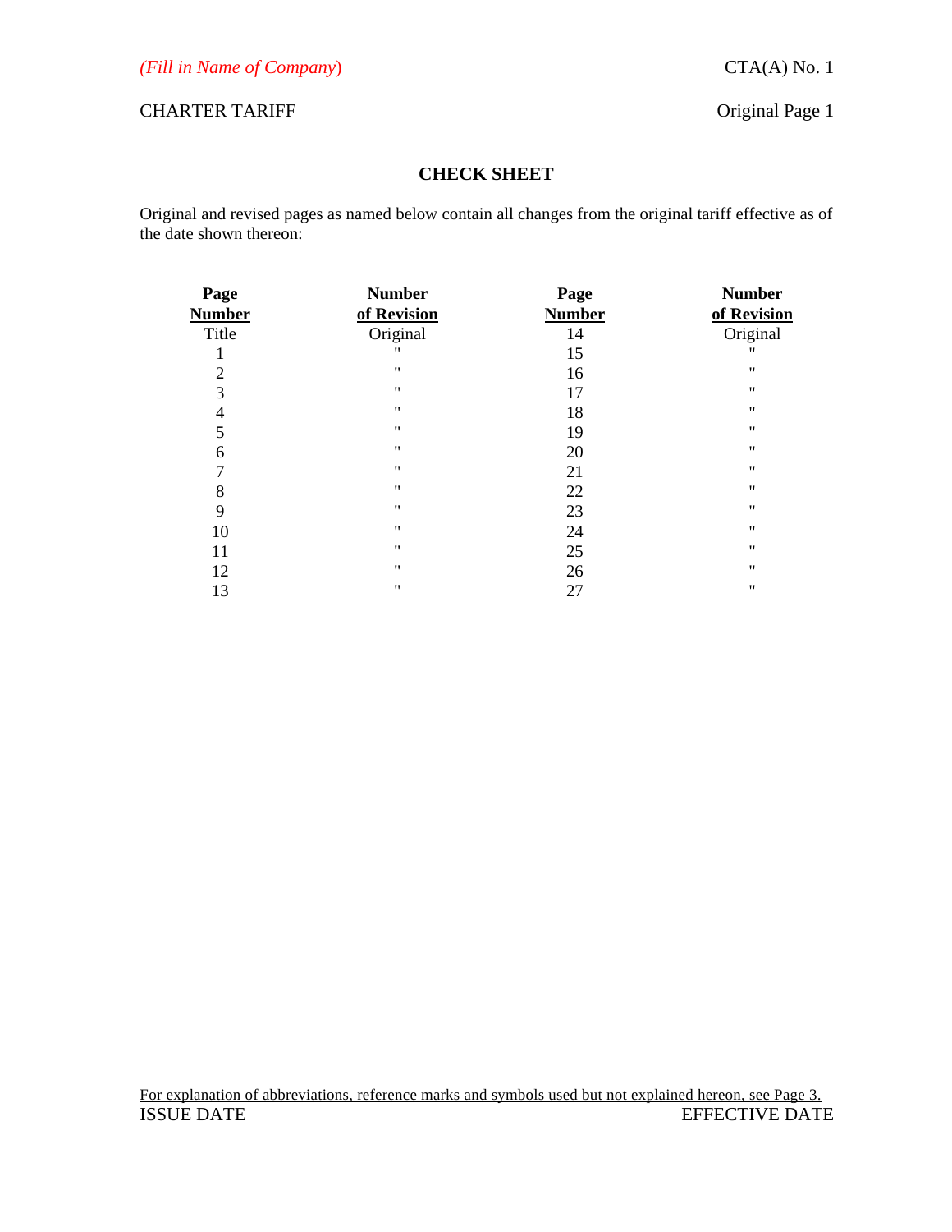## CHECK SHEET

Original and revised pages as named below contain all changes from the original tariff effective as of the date shown thereon:

| Page Number | Number of Revision | Page Number | Number of Revision |
|---|---|---|---|
| Title | Original | 14 | Original |
| 1 | " | 15 | " |
| 2 | " | 16 | " |
| 3 | " | 17 | " |
| 4 | " | 18 | " |
| 5 | " | 19 | " |
| 6 | " | 20 | " |
| 7 | " | 21 | " |
| 8 | " | 22 | " |
| 9 | " | 23 | " |
| 10 | " | 24 | " |
| 11 | " | 25 | " |
| 12 | " | 26 | " |
| 13 | " | 27 | " |

For explanation of abbreviations, reference marks and symbols used but not explained hereon, see Page 3.

ISSUE DATE EFFECTIVE DATE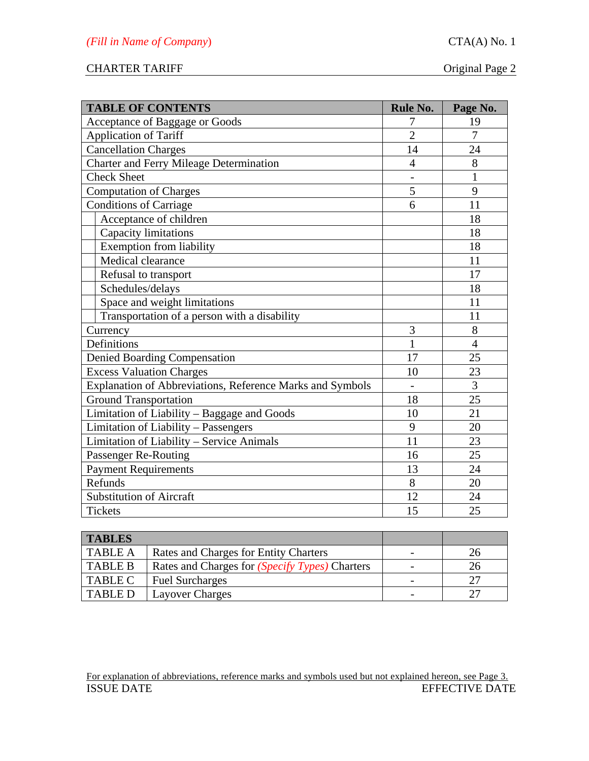| TABLE OF CONTENTS | | Rule No. | Page No. |
|---|---|---|---|
| Acceptance of Baggage or Goods | | 7 | 19 |
| Application of Tariff | | 2 | 7 |
| Cancellation Charges | | 14 | 24 |
| Charter and Ferry Mileage Determination | | 4 | 8 |
| Check Sheet | | - | 1 |
| Computation of Charges | | 5 | 9 |
| Conditions of Carriage | | 6 | 11 |
| | Acceptance of children | | 18 |
| | Capacity limitations | | 18 |
| | Exemption from liability | | 18 |
| | Medical clearance | | 11 |
| | Refusal to transport | | 17 |
| | Schedules/delays | | 18 |
| | Space and weight limitations | | 11 |
| | Transportation of a person with a disability | | 11 |
| Currency | | 3 | 8 |
| Definitions | | 1 | 4 |
| Denied Boarding Compensation | | 17 | 25 |
| Excess Valuation Charges | | 10 | 23 |
| Explanation of Abbreviations, Reference Marks and Symbols | | - | 3 |
| Ground Transportation | | 18 | 25 |
| Limitation of Liability – Baggage and Goods | | 10 | 21 |
| Limitation of Liability – Passengers | | 9 | 20 |
| Limitation of Liability – Service Animals | | 11 | 23 |
| Passenger Re-Routing | | 16 | 25 |
| Payment Requirements | | 13 | 24 |
| Refunds | | 8 | 20 |
| Substitution of Aircraft | | 12 | 24 |
| Tickets | | 15 | 25 |

| TABLES | | | |
|---|---|---|---|
| TABLE A | Rates and Charges for Entity Charters | - | 26 |
| TABLE B | Rates and Charges for *(Specify Types)* Charters | - | 26 |
| TABLE C | Fuel Surcharges | - | 27 |
| TABLE D | Layover Charges | - | 27 |

For explanation of abbreviations, reference marks and symbols used but not explained hereon, see Page 3.

ISSUE DATE EFFECTIVE DATE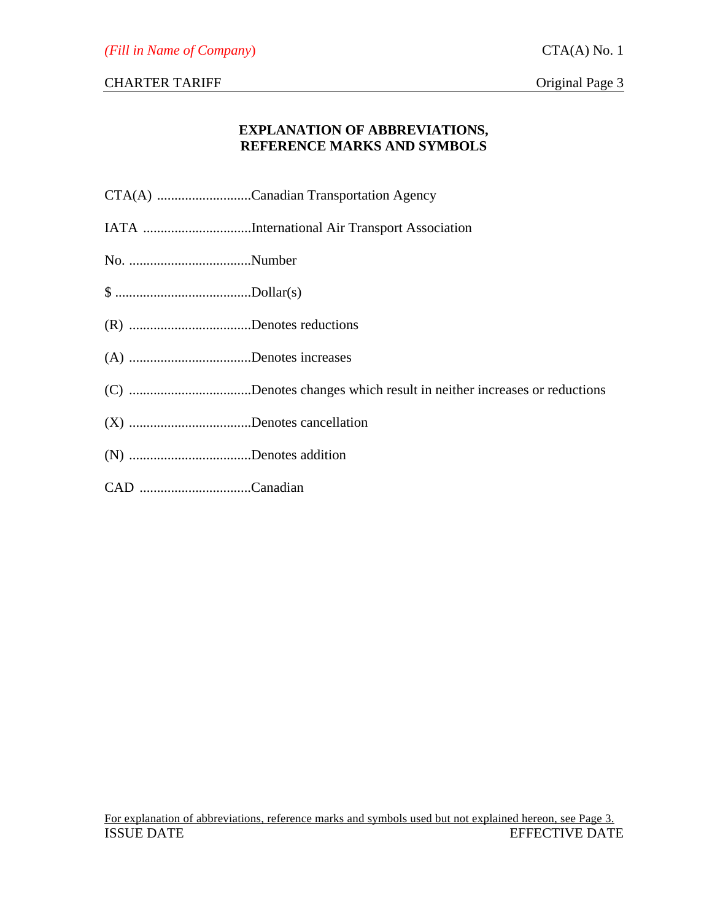# EXPLANATION OF ABBREVIATIONS, REFERENCE MARKS AND SYMBOLS

CTA(A) ...........................Canadian Transportation Agency

IATA ...............................International Air Transport Association

No. ...................................Number

$ .......................................Dollar(s)

(R) ...................................Denotes reductions

(A) ...................................Denotes increases

(C) ...................................Denotes changes which result in neither increases or reductions

(X) ...................................Denotes cancellation

(N) ...................................Denotes addition

CAD ................................Canadian

For explanation of abbreviations, reference marks and symbols used but not explained hereon, see Page 3.

ISSUE DATE EFFECTIVE DATE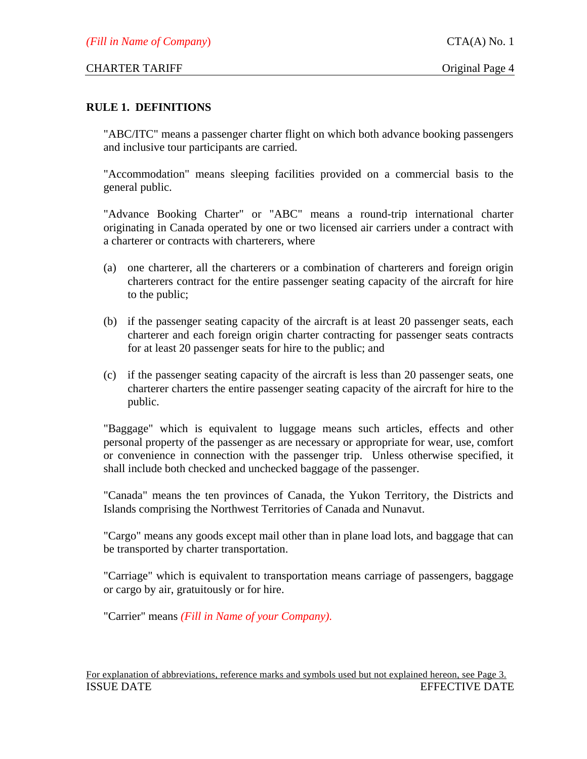## RULE 1. DEFINITIONS

"ABC/ITC" means a passenger charter flight on which both advance booking passengers and inclusive tour participants are carried.

"Accommodation" means sleeping facilities provided on a commercial basis to the general public.

"Advance Booking Charter" or "ABC" means a round-trip international charter originating in Canada operated by one or two licensed air carriers under a contract with a charterer or contracts with charterers, where

(a) one charterer, all the charterers or a combination of charterers and foreign origin charterers contract for the entire passenger seating capacity of the aircraft for hire to the public;

(b) if the passenger seating capacity of the aircraft is at least 20 passenger seats, each charterer and each foreign origin charter contracting for passenger seats contracts for at least 20 passenger seats for hire to the public; and

(c) if the passenger seating capacity of the aircraft is less than 20 passenger seats, one charterer charters the entire passenger seating capacity of the aircraft for hire to the public.

"Baggage" which is equivalent to luggage means such articles, effects and other personal property of the passenger as are necessary or appropriate for wear, use, comfort or convenience in connection with the passenger trip. Unless otherwise specified, it shall include both checked and unchecked baggage of the passenger.

"Canada" means the ten provinces of Canada, the Yukon Territory, the Districts and Islands comprising the Northwest Territories of Canada and Nunavut.

"Cargo" means any goods except mail other than in plane load lots, and baggage that can be transported by charter transportation.

"Carriage" which is equivalent to transportation means carriage of passengers, baggage or cargo by air, gratuitously or for hire.

"Carrier" means *(Fill in Name of your Company).*

For explanation of abbreviations, reference marks and symbols used but not explained hereon, see Page 3.

ISSUE DATE EFFECTIVE DATE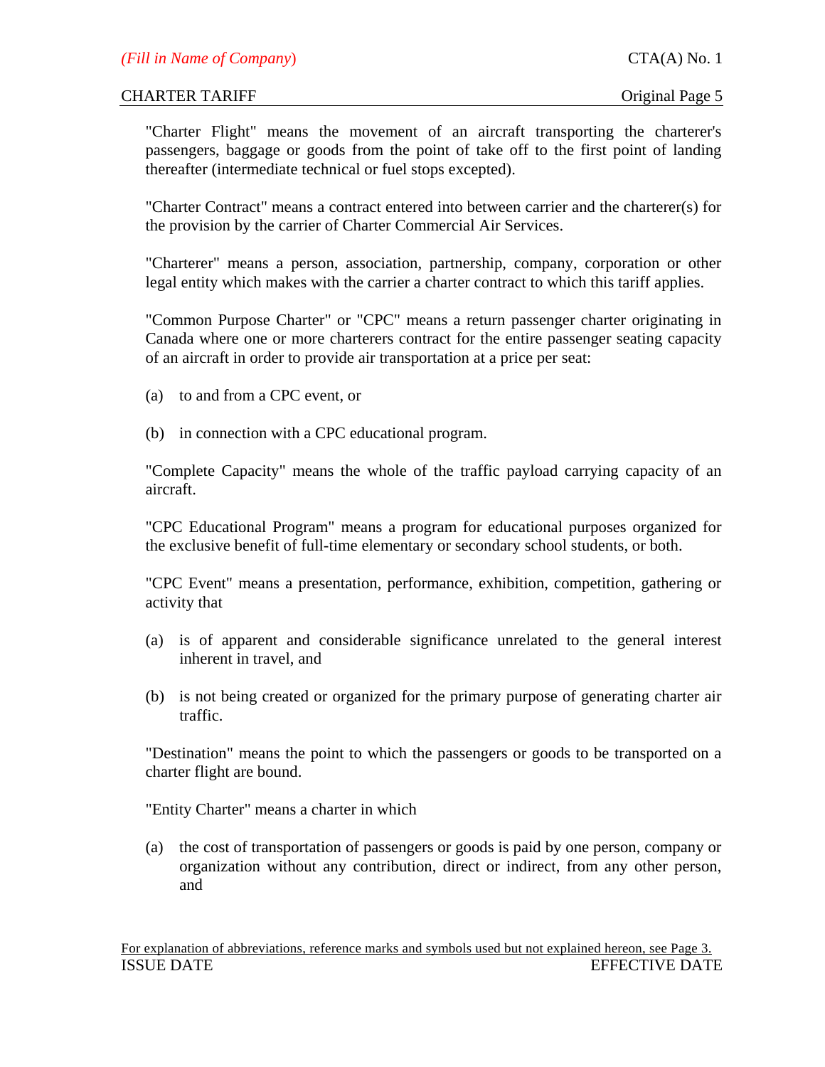"Charter Flight" means the movement of an aircraft transporting the charterer's passengers, baggage or goods from the point of take off to the first point of landing thereafter (intermediate technical or fuel stops excepted).

"Charter Contract" means a contract entered into between carrier and the charterer(s) for the provision by the carrier of Charter Commercial Air Services.

"Charterer" means a person, association, partnership, company, corporation or other legal entity which makes with the carrier a charter contract to which this tariff applies.

"Common Purpose Charter" or "CPC" means a return passenger charter originating in Canada where one or more charterers contract for the entire passenger seating capacity of an aircraft in order to provide air transportation at a price per seat:

(a) to and from a CPC event, or

(b) in connection with a CPC educational program.

"Complete Capacity" means the whole of the traffic payload carrying capacity of an aircraft.

"CPC Educational Program" means a program for educational purposes organized for the exclusive benefit of full-time elementary or secondary school students, or both.

"CPC Event" means a presentation, performance, exhibition, competition, gathering or activity that

(a) is of apparent and considerable significance unrelated to the general interest inherent in travel, and

(b) is not being created or organized for the primary purpose of generating charter air traffic.

"Destination" means the point to which the passengers or goods to be transported on a charter flight are bound.

"Entity Charter" means a charter in which

(a) the cost of transportation of passengers or goods is paid by one person, company or organization without any contribution, direct or indirect, from any other person, and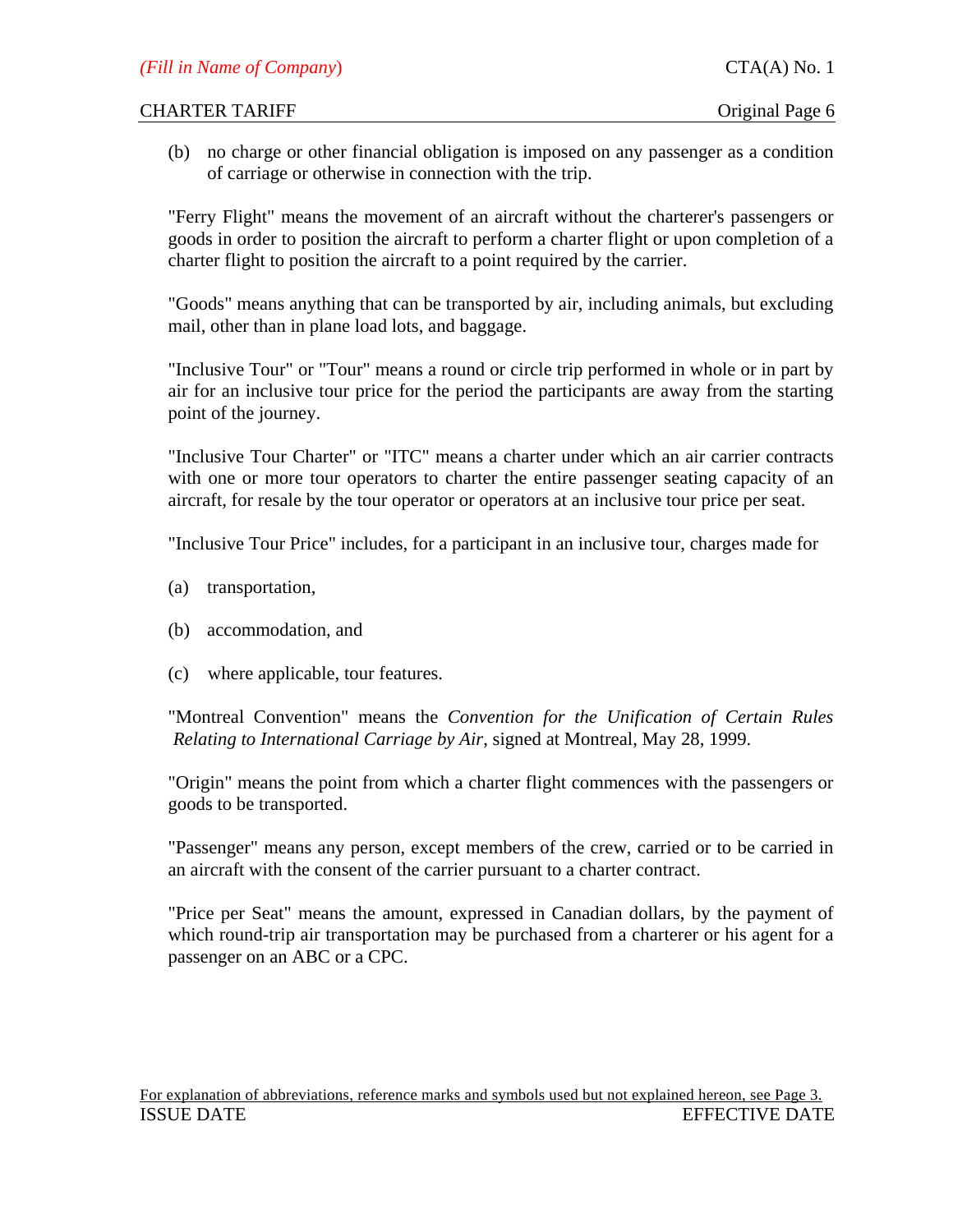(b) no charge or other financial obligation is imposed on any passenger as a condition of carriage or otherwise in connection with the trip.

"Ferry Flight" means the movement of an aircraft without the charterer's passengers or goods in order to position the aircraft to perform a charter flight or upon completion of a charter flight to position the aircraft to a point required by the carrier.

"Goods" means anything that can be transported by air, including animals, but excluding mail, other than in plane load lots, and baggage.

"Inclusive Tour" or "Tour" means a round or circle trip performed in whole or in part by air for an inclusive tour price for the period the participants are away from the starting point of the journey.

"Inclusive Tour Charter" or "ITC" means a charter under which an air carrier contracts with one or more tour operators to charter the entire passenger seating capacity of an aircraft, for resale by the tour operator or operators at an inclusive tour price per seat.

"Inclusive Tour Price" includes, for a participant in an inclusive tour, charges made for

(a) transportation,

(b) accommodation, and

(c) where applicable, tour features.

"Montreal Convention" means the *Convention for the Unification of Certain Rules Relating to International Carriage by Air*, signed at Montreal, May 28, 1999.

"Origin" means the point from which a charter flight commences with the passengers or goods to be transported.

"Passenger" means any person, except members of the crew, carried or to be carried in an aircraft with the consent of the carrier pursuant to a charter contract.

"Price per Seat" means the amount, expressed in Canadian dollars, by the payment of which round-trip air transportation may be purchased from a charterer or his agent for a passenger on an ABC or a CPC.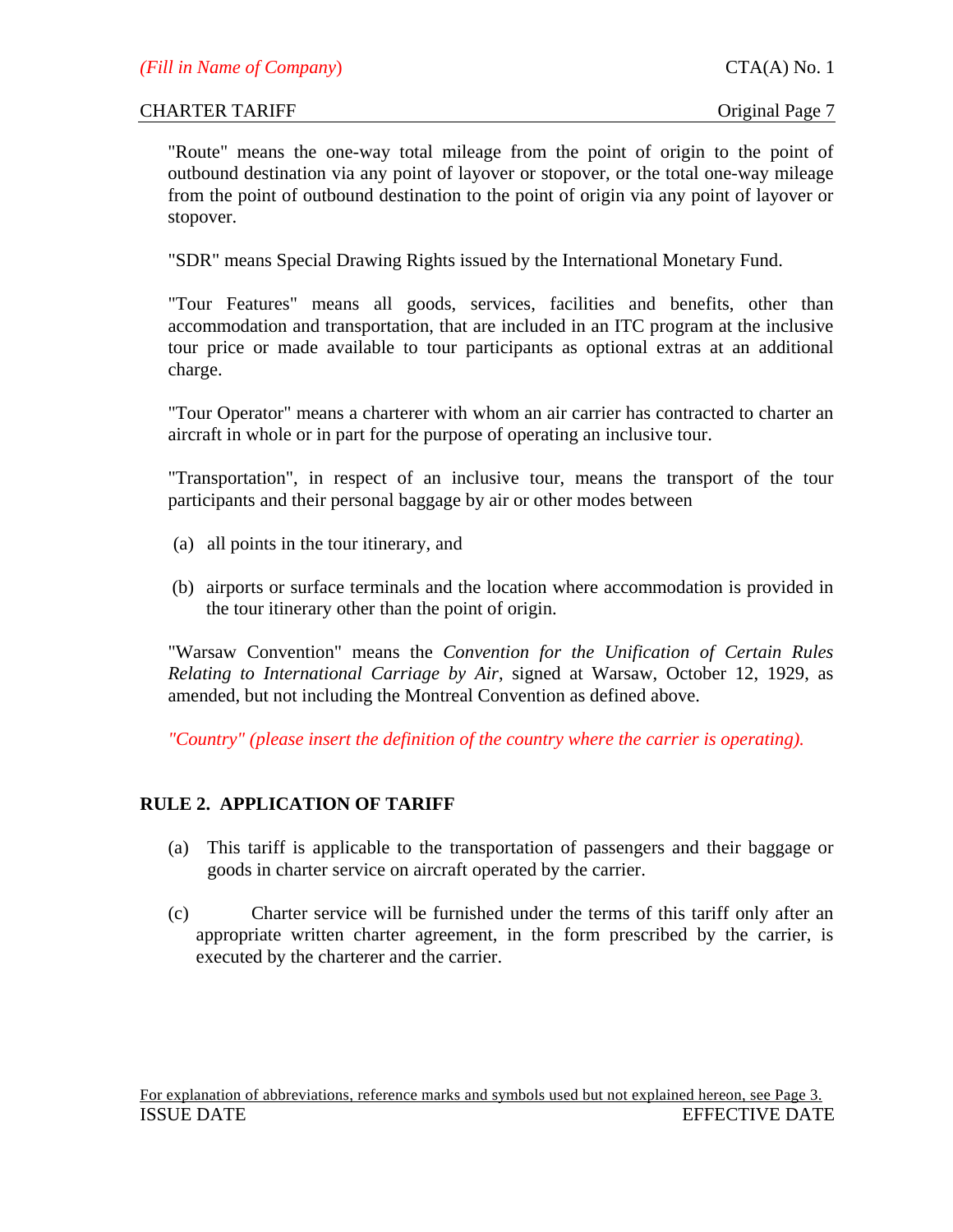"Route" means the one-way total mileage from the point of origin to the point of outbound destination via any point of layover or stopover, or the total one-way mileage from the point of outbound destination to the point of origin via any point of layover or stopover.

"SDR" means Special Drawing Rights issued by the International Monetary Fund.

"Tour Features" means all goods, services, facilities and benefits, other than accommodation and transportation, that are included in an ITC program at the inclusive tour price or made available to tour participants as optional extras at an additional charge.

"Tour Operator" means a charterer with whom an air carrier has contracted to charter an aircraft in whole or in part for the purpose of operating an inclusive tour.

"Transportation", in respect of an inclusive tour, means the transport of the tour participants and their personal baggage by air or other modes between

(a) all points in the tour itinerary, and

(b) airports or surface terminals and the location where accommodation is provided in the tour itinerary other than the point of origin.

"Warsaw Convention" means the *Convention for the Unification of Certain Rules Relating to International Carriage by Air*, signed at Warsaw, October 12, 1929, as amended, but not including the Montreal Convention as defined above.

*"Country" (please insert the definition of the country where the carrier is operating).*

## RULE 2. APPLICATION OF TARIFF

(a) This tariff is applicable to the transportation of passengers and their baggage or goods in charter service on aircraft operated by the carrier.

(c) Charter service will be furnished under the terms of this tariff only after an appropriate written charter agreement, in the form prescribed by the carrier, is executed by the charterer and the carrier.

For explanation of abbreviations, reference marks and symbols used but not explained hereon, see Page 3.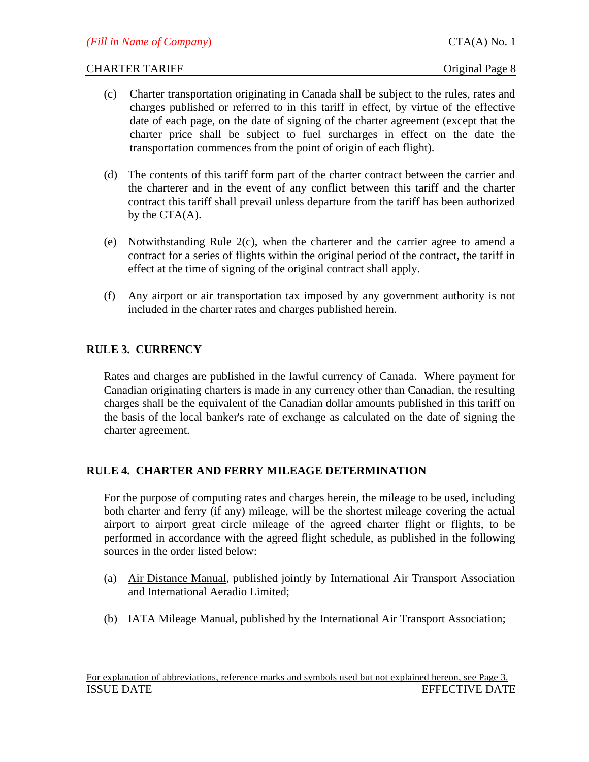(c) Charter transportation originating in Canada shall be subject to the rules, rates and charges published or referred to in this tariff in effect, by virtue of the effective date of each page, on the date of signing of the charter agreement (except that the charter price shall be subject to fuel surcharges in effect on the date the transportation commences from the point of origin of each flight).

(d) The contents of this tariff form part of the charter contract between the carrier and the charterer and in the event of any conflict between this tariff and the charter contract this tariff shall prevail unless departure from the tariff has been authorized by the CTA(A).

(e) Notwithstanding Rule 2(c), when the charterer and the carrier agree to amend a contract for a series of flights within the original period of the contract, the tariff in effect at the time of signing of the original contract shall apply.

(f) Any airport or air transportation tax imposed by any government authority is not included in the charter rates and charges published herein.

## RULE 3. CURRENCY

Rates and charges are published in the lawful currency of Canada. Where payment for Canadian originating charters is made in any currency other than Canadian, the resulting charges shall be the equivalent of the Canadian dollar amounts published in this tariff on the basis of the local banker's rate of exchange as calculated on the date of signing the charter agreement.

## RULE 4. CHARTER AND FERRY MILEAGE DETERMINATION

For the purpose of computing rates and charges herein, the mileage to be used, including both charter and ferry (if any) mileage, will be the shortest mileage covering the actual airport to airport great circle mileage of the agreed charter flight or flights, to be performed in accordance with the agreed flight schedule, as published in the following sources in the order listed below:

(a) Air Distance Manual, published jointly by International Air Transport Association and International Aeradio Limited;

(b) IATA Mileage Manual, published by the International Air Transport Association;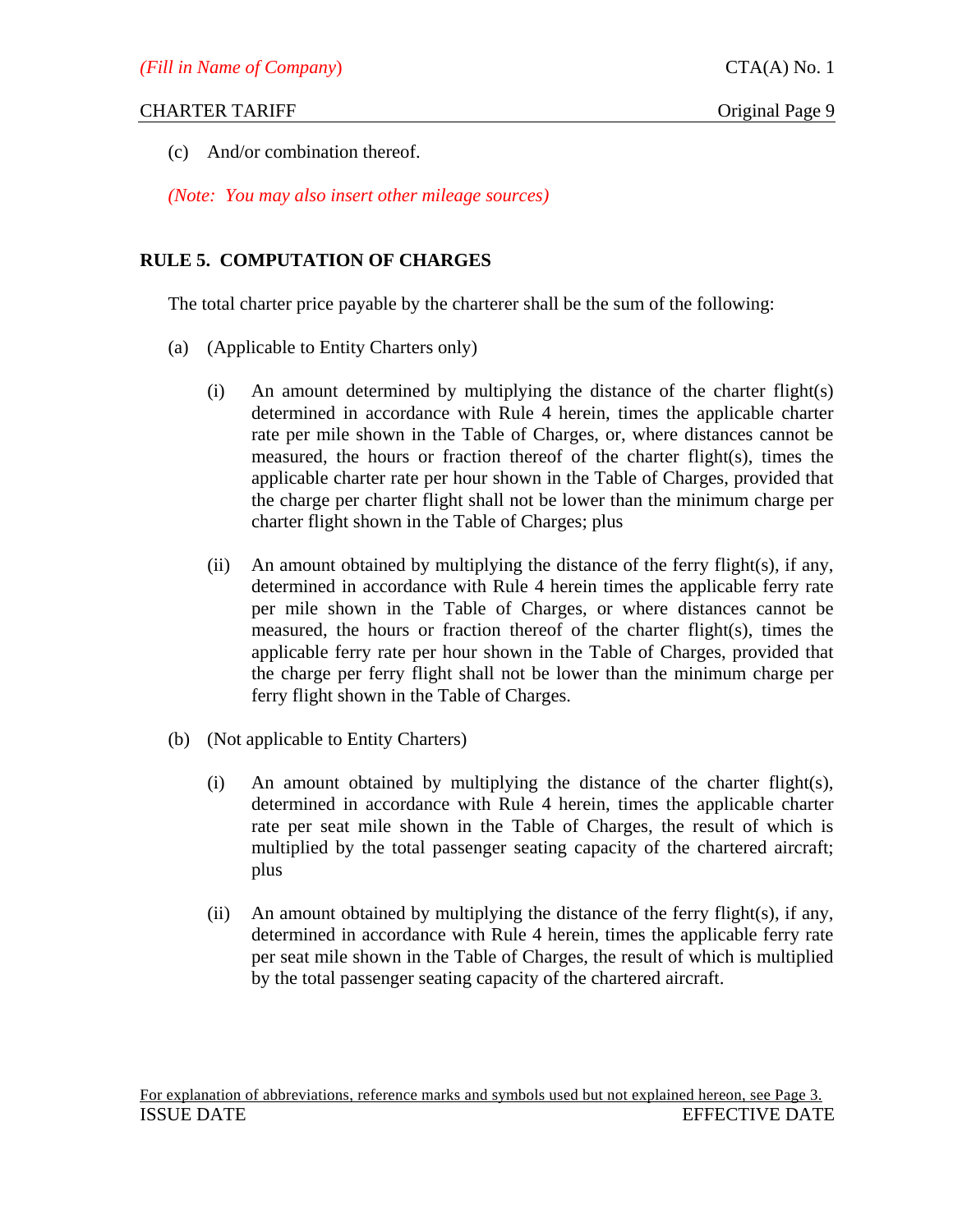(c) And/or combination thereof.

*(Note: You may also insert other mileage sources)*

**RULE 5. COMPUTATION OF CHARGES**

The total charter price payable by the charterer shall be the sum of the following:

(a) (Applicable to Entity Charters only)

(i) An amount determined by multiplying the distance of the charter flight(s) determined in accordance with Rule 4 herein, times the applicable charter rate per mile shown in the Table of Charges, or, where distances cannot be measured, the hours or fraction thereof of the charter flight(s), times the applicable charter rate per hour shown in the Table of Charges, provided that the charge per charter flight shall not be lower than the minimum charge per charter flight shown in the Table of Charges; plus

(ii) An amount obtained by multiplying the distance of the ferry flight(s), if any, determined in accordance with Rule 4 herein times the applicable ferry rate per mile shown in the Table of Charges, or where distances cannot be measured, the hours or fraction thereof of the charter flight(s), times the applicable ferry rate per hour shown in the Table of Charges, provided that the charge per ferry flight shall not be lower than the minimum charge per ferry flight shown in the Table of Charges.

(b) (Not applicable to Entity Charters)

(i) An amount obtained by multiplying the distance of the charter flight(s), determined in accordance with Rule 4 herein, times the applicable charter rate per seat mile shown in the Table of Charges, the result of which is multiplied by the total passenger seating capacity of the chartered aircraft; plus

(ii) An amount obtained by multiplying the distance of the ferry flight(s), if any, determined in accordance with Rule 4 herein, times the applicable ferry rate per seat mile shown in the Table of Charges, the result of which is multiplied by the total passenger seating capacity of the chartered aircraft.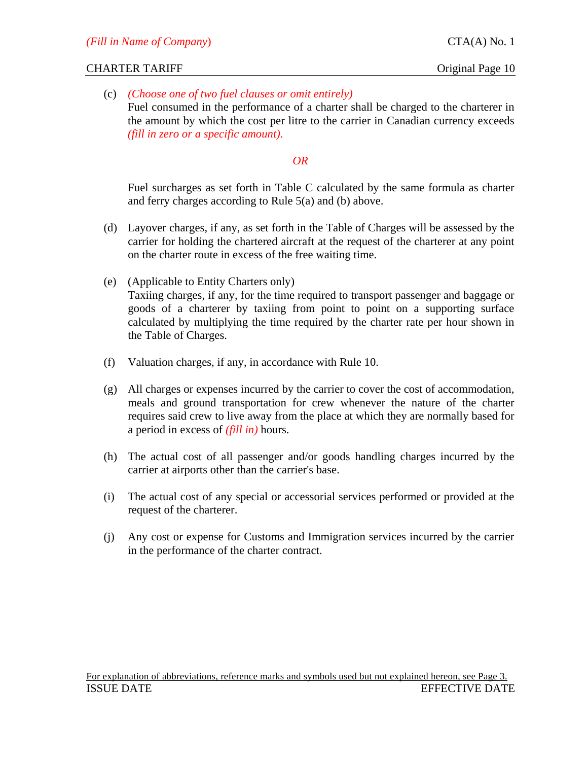(c) *(Choose one of two fuel clauses or omit entirely)*
Fuel consumed in the performance of a charter shall be charged to the charterer in the amount by which the cost per litre to the carrier in Canadian currency exceeds *(fill in zero or a specific amount).*

*OR*

Fuel surcharges as set forth in Table C calculated by the same formula as charter and ferry charges according to Rule 5(a) and (b) above.

(d) Layover charges, if any, as set forth in the Table of Charges will be assessed by the carrier for holding the chartered aircraft at the request of the charterer at any point on the charter route in excess of the free waiting time.

(e) (Applicable to Entity Charters only)
Taxiing charges, if any, for the time required to transport passenger and baggage or goods of a charterer by taxiing from point to point on a supporting surface calculated by multiplying the time required by the charter rate per hour shown in the Table of Charges.

(f) Valuation charges, if any, in accordance with Rule 10.

(g) All charges or expenses incurred by the carrier to cover the cost of accommodation, meals and ground transportation for crew whenever the nature of the charter requires said crew to live away from the place at which they are normally based for a period in excess of *(fill in)* hours.

(h) The actual cost of all passenger and/or goods handling charges incurred by the carrier at airports other than the carrier's base.

(i) The actual cost of any special or accessorial services performed or provided at the request of the charterer.

(j) Any cost or expense for Customs and Immigration services incurred by the carrier in the performance of the charter contract.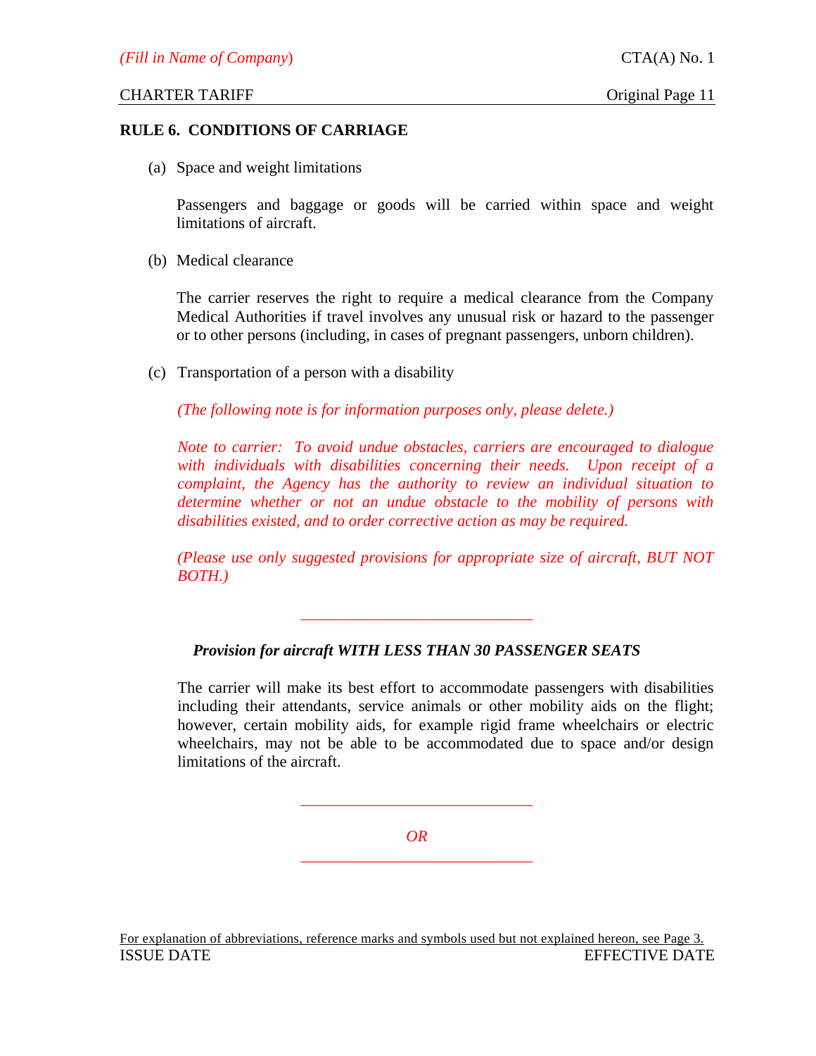## RULE 6. CONDITIONS OF CARRIAGE

(a) Space and weight limitations

Passengers and baggage or goods will be carried within space and weight limitations of aircraft.

(b) Medical clearance

The carrier reserves the right to require a medical clearance from the Company Medical Authorities if travel involves any unusual risk or hazard to the passenger or to other persons (including, in cases of pregnant passengers, unborn children).

(c) Transportation of a person with a disability

*(The following note is for information purposes only, please delete.)*

*Note to carrier: To avoid undue obstacles, carriers are encouraged to dialogue with individuals with disabilities concerning their needs. Upon receipt of a complaint, the Agency has the authority to review an individual situation to determine whether or not an undue obstacle to the mobility of persons with disabilities existed, and to order corrective action as may be required.*

*(Please use only suggested provisions for appropriate size of aircraft, BUT NOT BOTH.)*

---

***Provision for aircraft WITH LESS THAN 30 PASSENGER SEATS***

The carrier will make its best effort to accommodate passengers with disabilities including their attendants, service animals or other mobility aids on the flight; however, certain mobility aids, for example rigid frame wheelchairs or electric wheelchairs, may not be able to be accommodated due to space and/or design limitations of the aircraft.

---

*OR*

---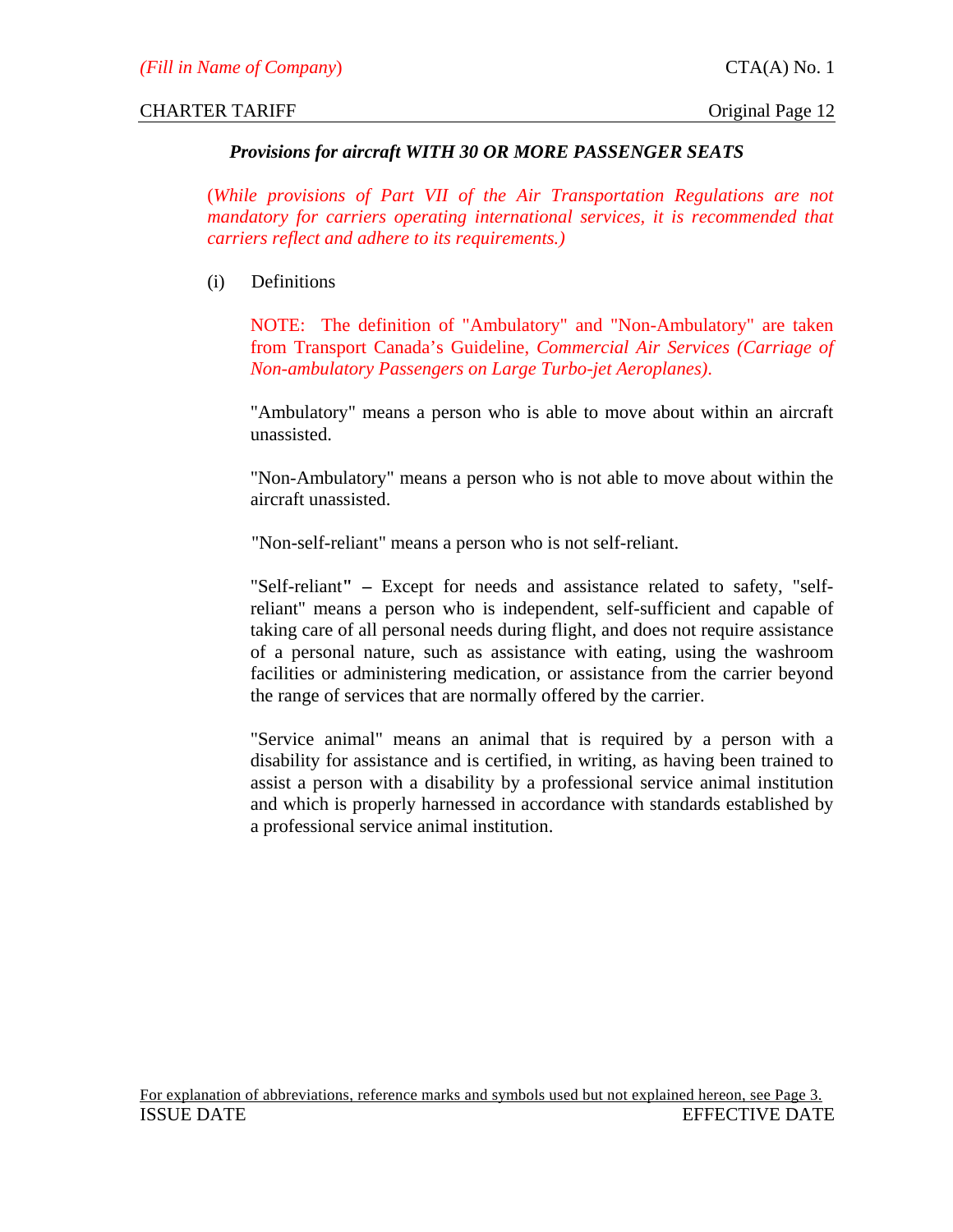### *Provisions for aircraft WITH 30 OR MORE PASSENGER SEATS*

*(While provisions of Part VII of the Air Transportation Regulations are not mandatory for carriers operating international services, it is recommended that carriers reflect and adhere to its requirements.)*

(i) Definitions

NOTE: The definition of "Ambulatory" and "Non-Ambulatory" are taken from Transport Canada's Guideline, *Commercial Air Services (Carriage of Non-ambulatory Passengers on Large Turbo-jet Aeroplanes)*.

"Ambulatory" means a person who is able to move about within an aircraft unassisted.

"Non-Ambulatory" means a person who is not able to move about within the aircraft unassisted.

"Non-self-reliant" means a person who is not self-reliant.

"Self-reliant" – Except for needs and assistance related to safety, "self-reliant" means a person who is independent, self-sufficient and capable of taking care of all personal needs during flight, and does not require assistance of a personal nature, such as assistance with eating, using the washroom facilities or administering medication, or assistance from the carrier beyond the range of services that are normally offered by the carrier.

"Service animal" means an animal that is required by a person with a disability for assistance and is certified, in writing, as having been trained to assist a person with a disability by a professional service animal institution and which is properly harnessed in accordance with standards established by a professional service animal institution.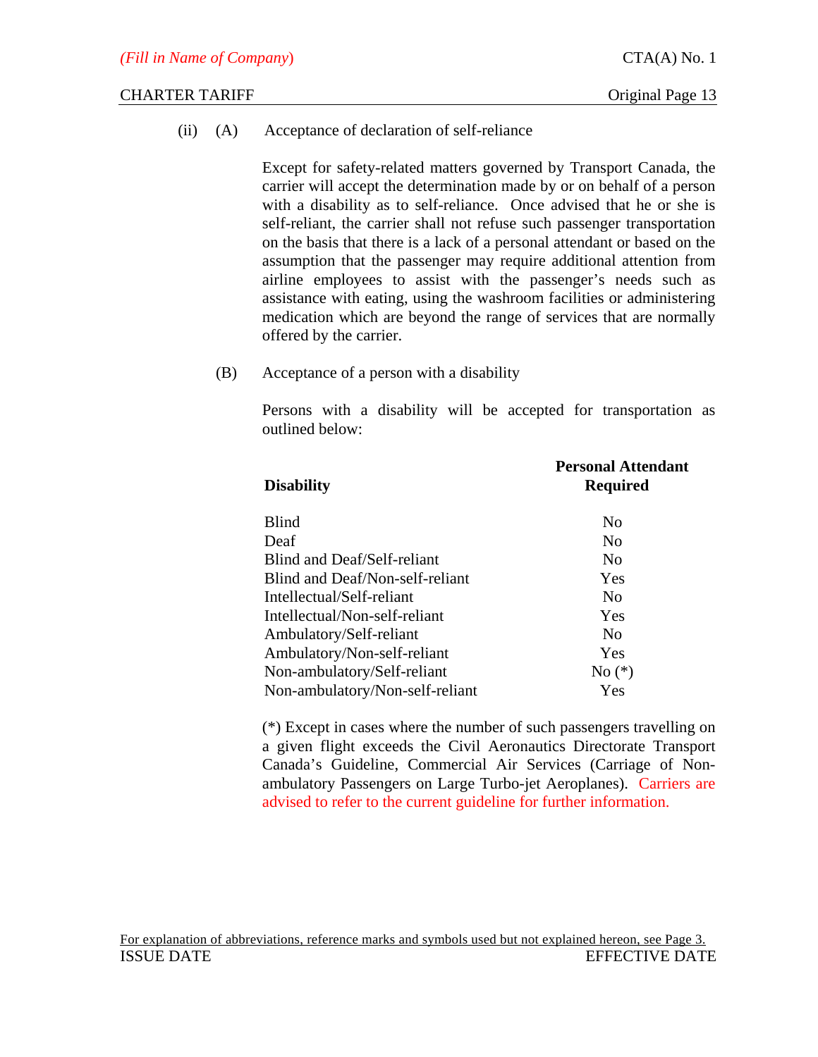(ii) (A) Acceptance of declaration of self-reliance

Except for safety-related matters governed by Transport Canada, the carrier will accept the determination made by or on behalf of a person with a disability as to self-reliance. Once advised that he or she is self-reliant, the carrier shall not refuse such passenger transportation on the basis that there is a lack of a personal attendant or based on the assumption that the passenger may require additional attention from airline employees to assist with the passenger's needs such as assistance with eating, using the washroom facilities or administering medication which are beyond the range of services that are normally offered by the carrier.

(B) Acceptance of a person with a disability

Persons with a disability will be accepted for transportation as outlined below:

| Disability | Personal Attendant Required |
|---|---|
| Blind | No |
| Deaf | No |
| Blind and Deaf/Self-reliant | No |
| Blind and Deaf/Non-self-reliant | Yes |
| Intellectual/Self-reliant | No |
| Intellectual/Non-self-reliant | Yes |
| Ambulatory/Self-reliant | No |
| Ambulatory/Non-self-reliant | Yes |
| Non-ambulatory/Self-reliant | No (*) |
| Non-ambulatory/Non-self-reliant | Yes |

(*) Except in cases where the number of such passengers travelling on a given flight exceeds the Civil Aeronautics Directorate Transport Canada's Guideline, Commercial Air Services (Carriage of Non-ambulatory Passengers on Large Turbo-jet Aeroplanes). Carriers are advised to refer to the current guideline for further information.

For explanation of abbreviations, reference marks and symbols used but not explained hereon, see Page 3.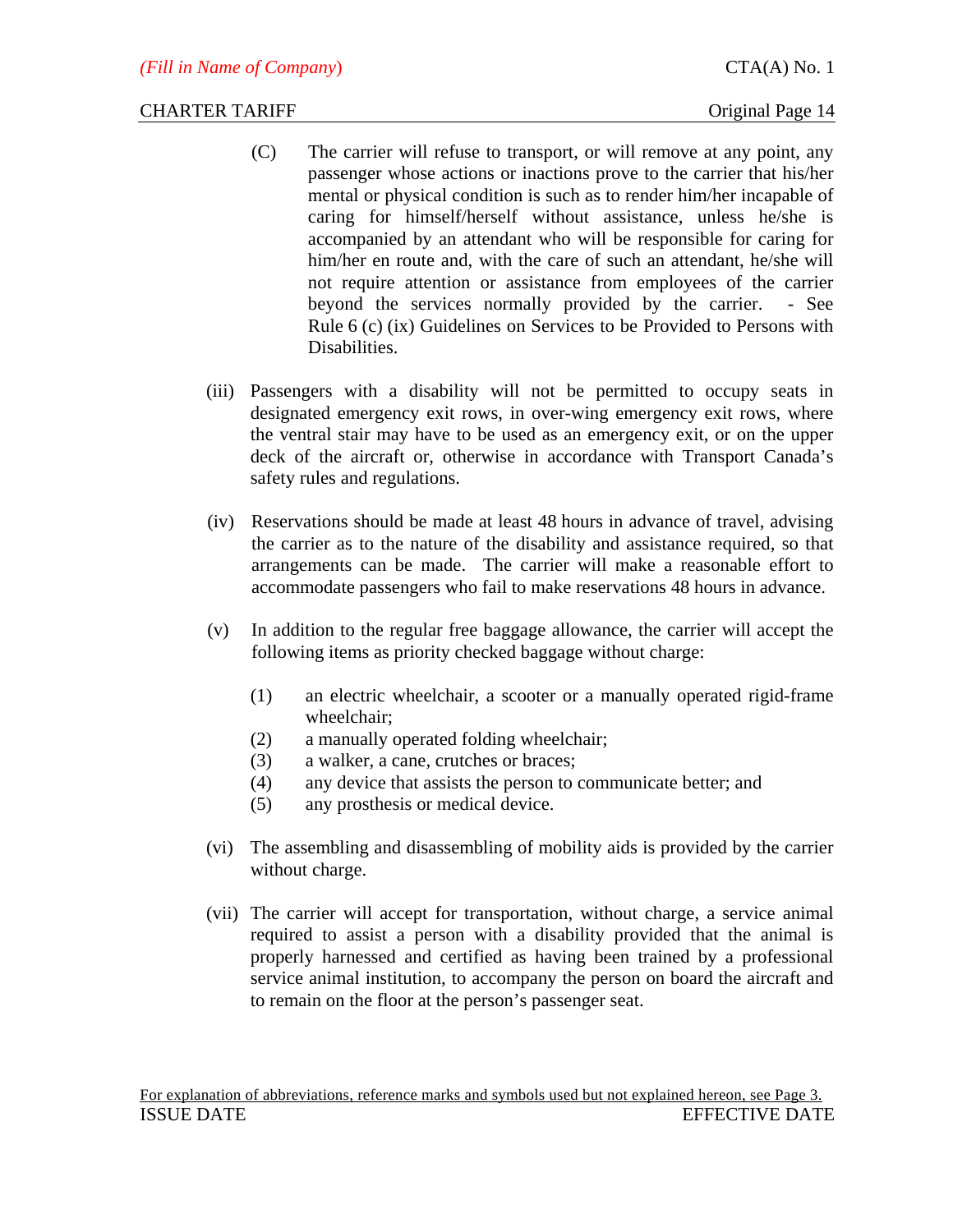(C) The carrier will refuse to transport, or will remove at any point, any passenger whose actions or inactions prove to the carrier that his/her mental or physical condition is such as to render him/her incapable of caring for himself/herself without assistance, unless he/she is accompanied by an attendant who will be responsible for caring for him/her en route and, with the care of such an attendant, he/she will not require attention or assistance from employees of the carrier beyond the services normally provided by the carrier. - See Rule 6 (c) (ix) Guidelines on Services to be Provided to Persons with Disabilities.

(iii) Passengers with a disability will not be permitted to occupy seats in designated emergency exit rows, in over-wing emergency exit rows, where the ventral stair may have to be used as an emergency exit, or on the upper deck of the aircraft or, otherwise in accordance with Transport Canada's safety rules and regulations.

(iv) Reservations should be made at least 48 hours in advance of travel, advising the carrier as to the nature of the disability and assistance required, so that arrangements can be made. The carrier will make a reasonable effort to accommodate passengers who fail to make reservations 48 hours in advance.

(v) In addition to the regular free baggage allowance, the carrier will accept the following items as priority checked baggage without charge:

(1) an electric wheelchair, a scooter or a manually operated rigid-frame wheelchair;
(2) a manually operated folding wheelchair;
(3) a walker, a cane, crutches or braces;
(4) any device that assists the person to communicate better; and
(5) any prosthesis or medical device.

(vi) The assembling and disassembling of mobility aids is provided by the carrier without charge.

(vii) The carrier will accept for transportation, without charge, a service animal required to assist a person with a disability provided that the animal is properly harnessed and certified as having been trained by a professional service animal institution, to accompany the person on board the aircraft and to remain on the floor at the person's passenger seat.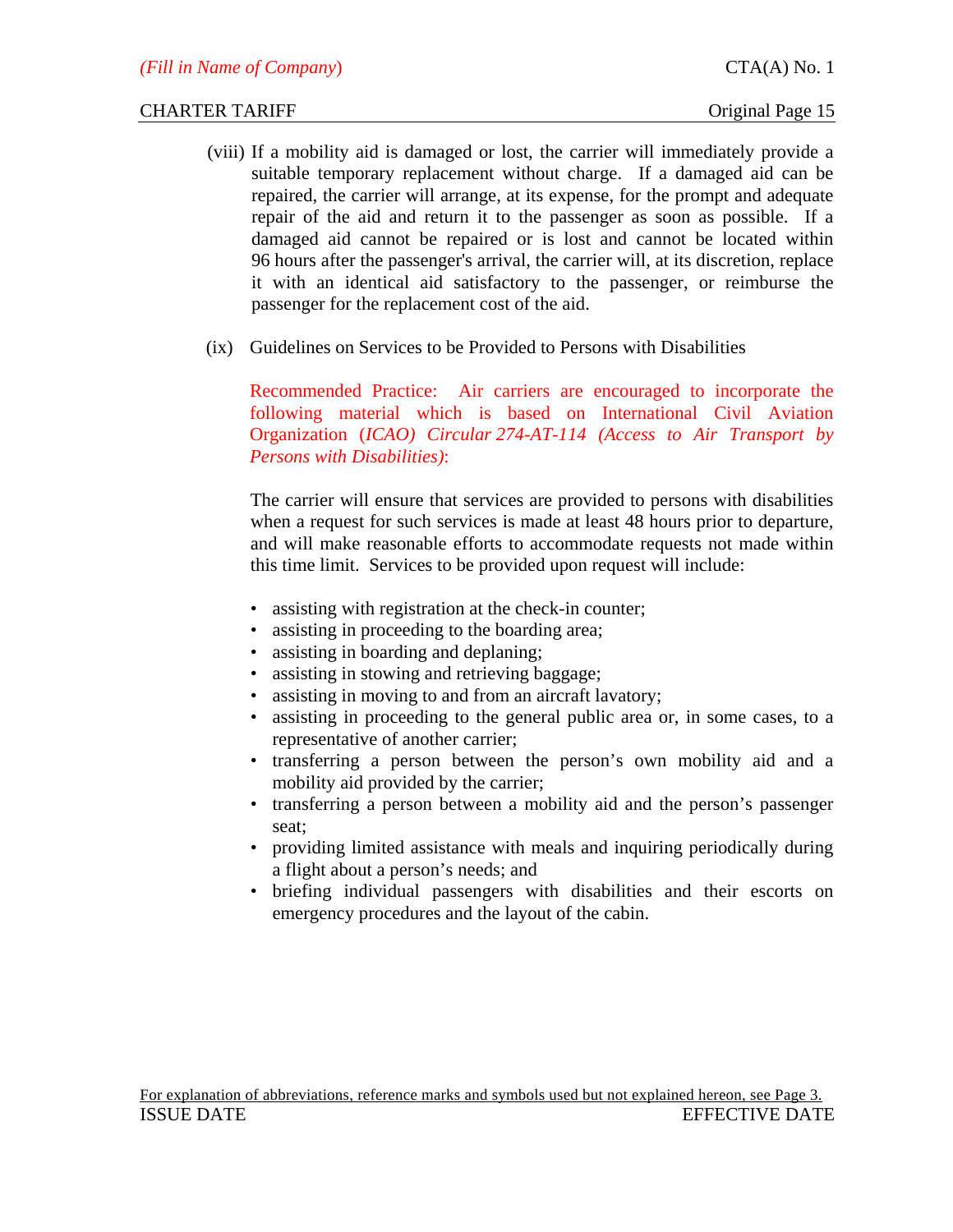(viii) If a mobility aid is damaged or lost, the carrier will immediately provide a suitable temporary replacement without charge. If a damaged aid can be repaired, the carrier will arrange, at its expense, for the prompt and adequate repair of the aid and return it to the passenger as soon as possible. If a damaged aid cannot be repaired or is lost and cannot be located within 96 hours after the passenger's arrival, the carrier will, at its discretion, replace it with an identical aid satisfactory to the passenger, or reimburse the passenger for the replacement cost of the aid.

(ix) Guidelines on Services to be Provided to Persons with Disabilities

Recommended Practice: Air carriers are encouraged to incorporate the following material which is based on International Civil Aviation Organization (*ICAO) Circular 274-AT-114 (Access to Air Transport by Persons with Disabilities)*:

The carrier will ensure that services are provided to persons with disabilities when a request for such services is made at least 48 hours prior to departure, and will make reasonable efforts to accommodate requests not made within this time limit. Services to be provided upon request will include:

- assisting with registration at the check-in counter;
- assisting in proceeding to the boarding area;
- assisting in boarding and deplaning;
- assisting in stowing and retrieving baggage;
- assisting in moving to and from an aircraft lavatory;
- assisting in proceeding to the general public area or, in some cases, to a representative of another carrier;
- transferring a person between the person's own mobility aid and a mobility aid provided by the carrier;
- transferring a person between a mobility aid and the person's passenger seat;
- providing limited assistance with meals and inquiring periodically during a flight about a person's needs; and
- briefing individual passengers with disabilities and their escorts on emergency procedures and the layout of the cabin.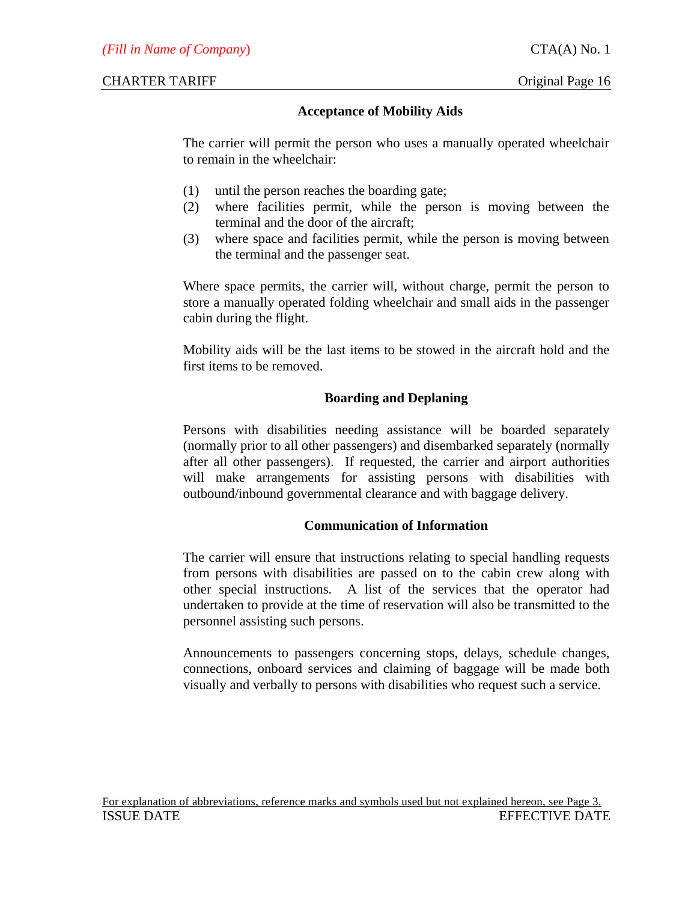### Acceptance of Mobility Aids

The carrier will permit the person who uses a manually operated wheelchair to remain in the wheelchair:

(1) until the person reaches the boarding gate;
(2) where facilities permit, while the person is moving between the terminal and the door of the aircraft;
(3) where space and facilities permit, while the person is moving between the terminal and the passenger seat.

Where space permits, the carrier will, without charge, permit the person to store a manually operated folding wheelchair and small aids in the passenger cabin during the flight.

Mobility aids will be the last items to be stowed in the aircraft hold and the first items to be removed.

### Boarding and Deplaning

Persons with disabilities needing assistance will be boarded separately (normally prior to all other passengers) and disembarked separately (normally after all other passengers). If requested, the carrier and airport authorities will make arrangements for assisting persons with disabilities with outbound/inbound governmental clearance and with baggage delivery.

### Communication of Information

The carrier will ensure that instructions relating to special handling requests from persons with disabilities are passed on to the cabin crew along with other special instructions. A list of the services that the operator had undertaken to provide at the time of reservation will also be transmitted to the personnel assisting such persons.

Announcements to passengers concerning stops, delays, schedule changes, connections, onboard services and claiming of baggage will be made both visually and verbally to persons with disabilities who request such a service.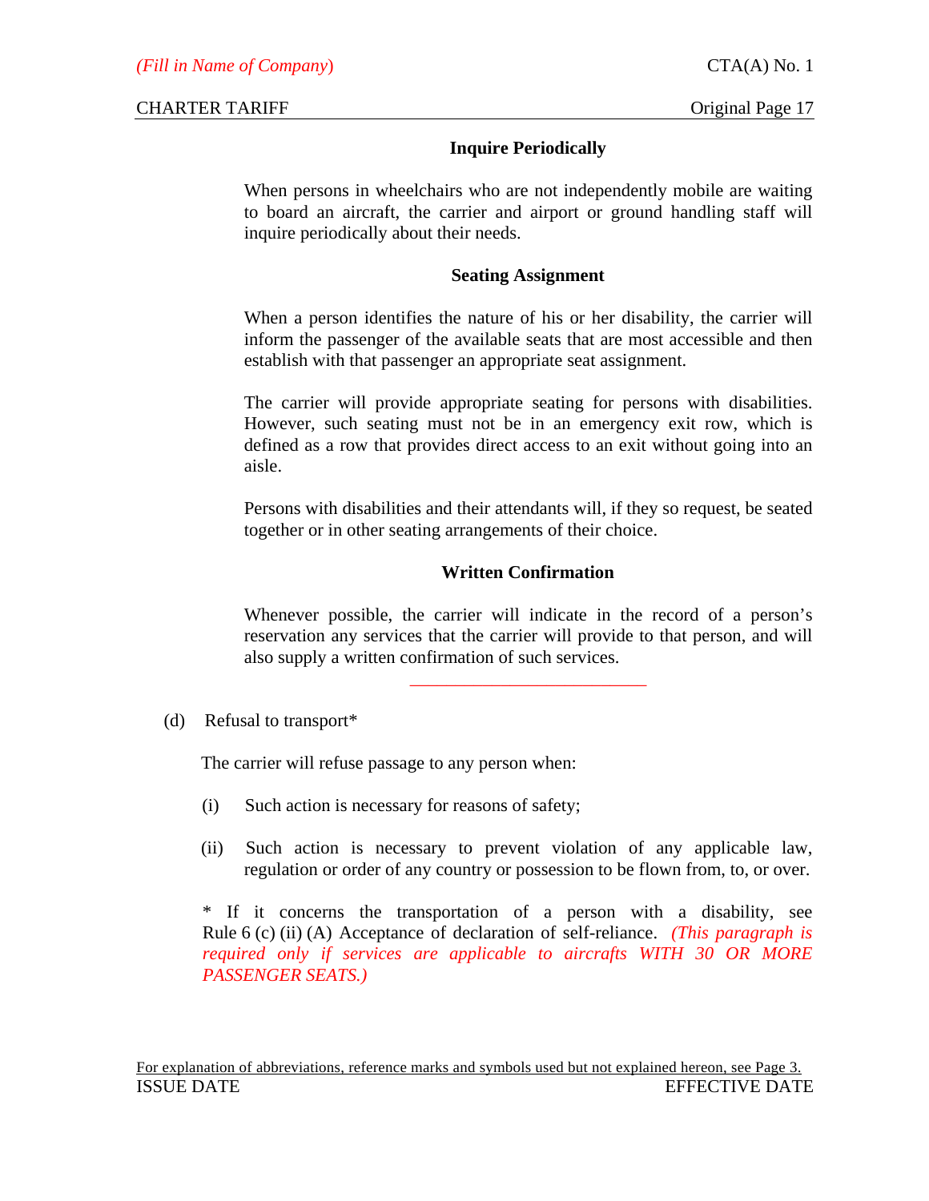### Inquire Periodically

When persons in wheelchairs who are not independently mobile are waiting to board an aircraft, the carrier and airport or ground handling staff will inquire periodically about their needs.

### Seating Assignment

When a person identifies the nature of his or her disability, the carrier will inform the passenger of the available seats that are most accessible and then establish with that passenger an appropriate seat assignment.

The carrier will provide appropriate seating for persons with disabilities. However, such seating must not be in an emergency exit row, which is defined as a row that provides direct access to an exit without going into an aisle.

Persons with disabilities and their attendants will, if they so request, be seated together or in other seating arrangements of their choice.

### Written Confirmation

Whenever possible, the carrier will indicate in the record of a person's reservation any services that the carrier will provide to that person, and will also supply a written confirmation of such services.

---

(d) Refusal to transport*

The carrier will refuse passage to any person when:

(i) Such action is necessary for reasons of safety;

(ii) Such action is necessary to prevent violation of any applicable law, regulation or order of any country or possession to be flown from, to, or over.

* If it concerns the transportation of a person with a disability, see Rule 6 (c) (ii) (A) Acceptance of declaration of self-reliance. *(This paragraph is required only if services are applicable to aircrafts WITH 30 OR MORE PASSENGER SEATS.)*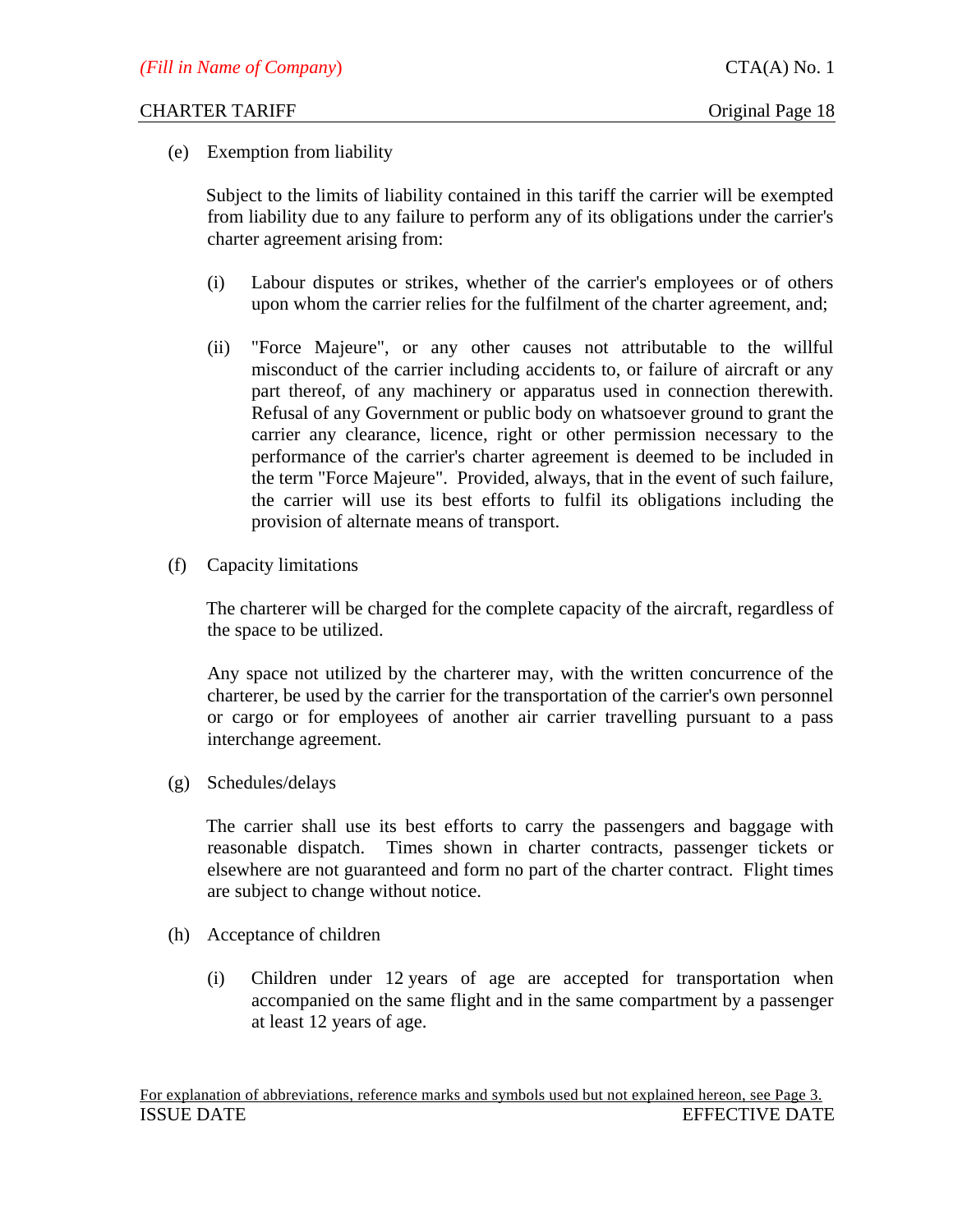(e) Exemption from liability

Subject to the limits of liability contained in this tariff the carrier will be exempted from liability due to any failure to perform any of its obligations under the carrier's charter agreement arising from:

(i) Labour disputes or strikes, whether of the carrier's employees or of others upon whom the carrier relies for the fulfilment of the charter agreement, and;

(ii) "Force Majeure", or any other causes not attributable to the willful misconduct of the carrier including accidents to, or failure of aircraft or any part thereof, of any machinery or apparatus used in connection therewith. Refusal of any Government or public body on whatsoever ground to grant the carrier any clearance, licence, right or other permission necessary to the performance of the carrier's charter agreement is deemed to be included in the term "Force Majeure". Provided, always, that in the event of such failure, the carrier will use its best efforts to fulfil its obligations including the provision of alternate means of transport.

(f) Capacity limitations

The charterer will be charged for the complete capacity of the aircraft, regardless of the space to be utilized.

Any space not utilized by the charterer may, with the written concurrence of the charterer, be used by the carrier for the transportation of the carrier's own personnel or cargo or for employees of another air carrier travelling pursuant to a pass interchange agreement.

(g) Schedules/delays

The carrier shall use its best efforts to carry the passengers and baggage with reasonable dispatch. Times shown in charter contracts, passenger tickets or elsewhere are not guaranteed and form no part of the charter contract. Flight times are subject to change without notice.

(h) Acceptance of children

(i) Children under 12 years of age are accepted for transportation when accompanied on the same flight and in the same compartment by a passenger at least 12 years of age.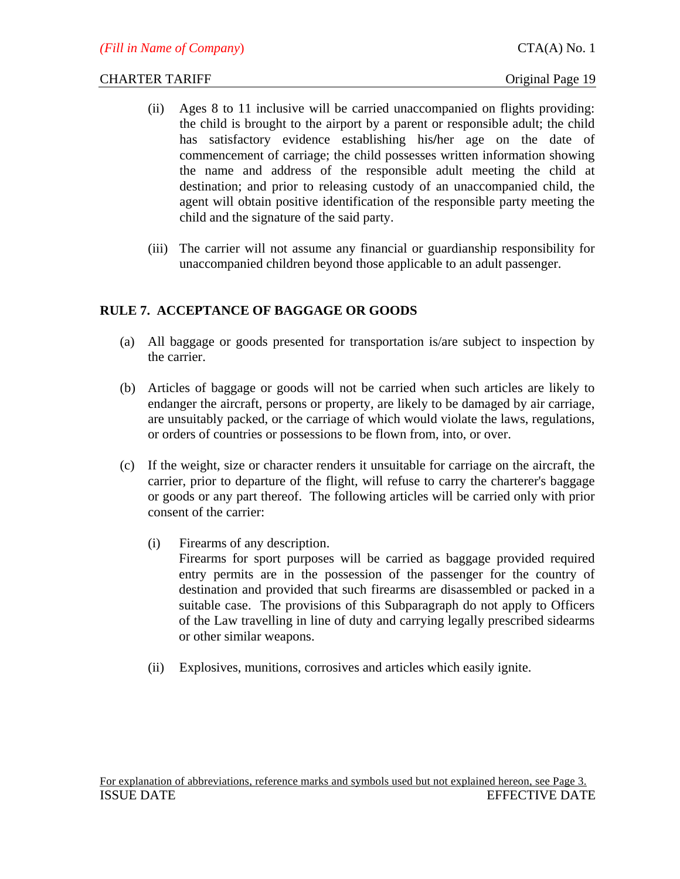(ii) Ages 8 to 11 inclusive will be carried unaccompanied on flights providing: the child is brought to the airport by a parent or responsible adult; the child has satisfactory evidence establishing his/her age on the date of commencement of carriage; the child possesses written information showing the name and address of the responsible adult meeting the child at destination; and prior to releasing custody of an unaccompanied child, the agent will obtain positive identification of the responsible party meeting the child and the signature of the said party.

(iii) The carrier will not assume any financial or guardianship responsibility for unaccompanied children beyond those applicable to an adult passenger.

## RULE 7. ACCEPTANCE OF BAGGAGE OR GOODS

(a) All baggage or goods presented for transportation is/are subject to inspection by the carrier.

(b) Articles of baggage or goods will not be carried when such articles are likely to endanger the aircraft, persons or property, are likely to be damaged by air carriage, are unsuitably packed, or the carriage of which would violate the laws, regulations, or orders of countries or possessions to be flown from, into, or over.

(c) If the weight, size or character renders it unsuitable for carriage on the aircraft, the carrier, prior to departure of the flight, will refuse to carry the charterer's baggage or goods or any part thereof. The following articles will be carried only with prior consent of the carrier:

(i) Firearms of any description.
Firearms for sport purposes will be carried as baggage provided required entry permits are in the possession of the passenger for the country of destination and provided that such firearms are disassembled or packed in a suitable case. The provisions of this Subparagraph do not apply to Officers of the Law travelling in line of duty and carrying legally prescribed sidearms or other similar weapons.

(ii) Explosives, munitions, corrosives and articles which easily ignite.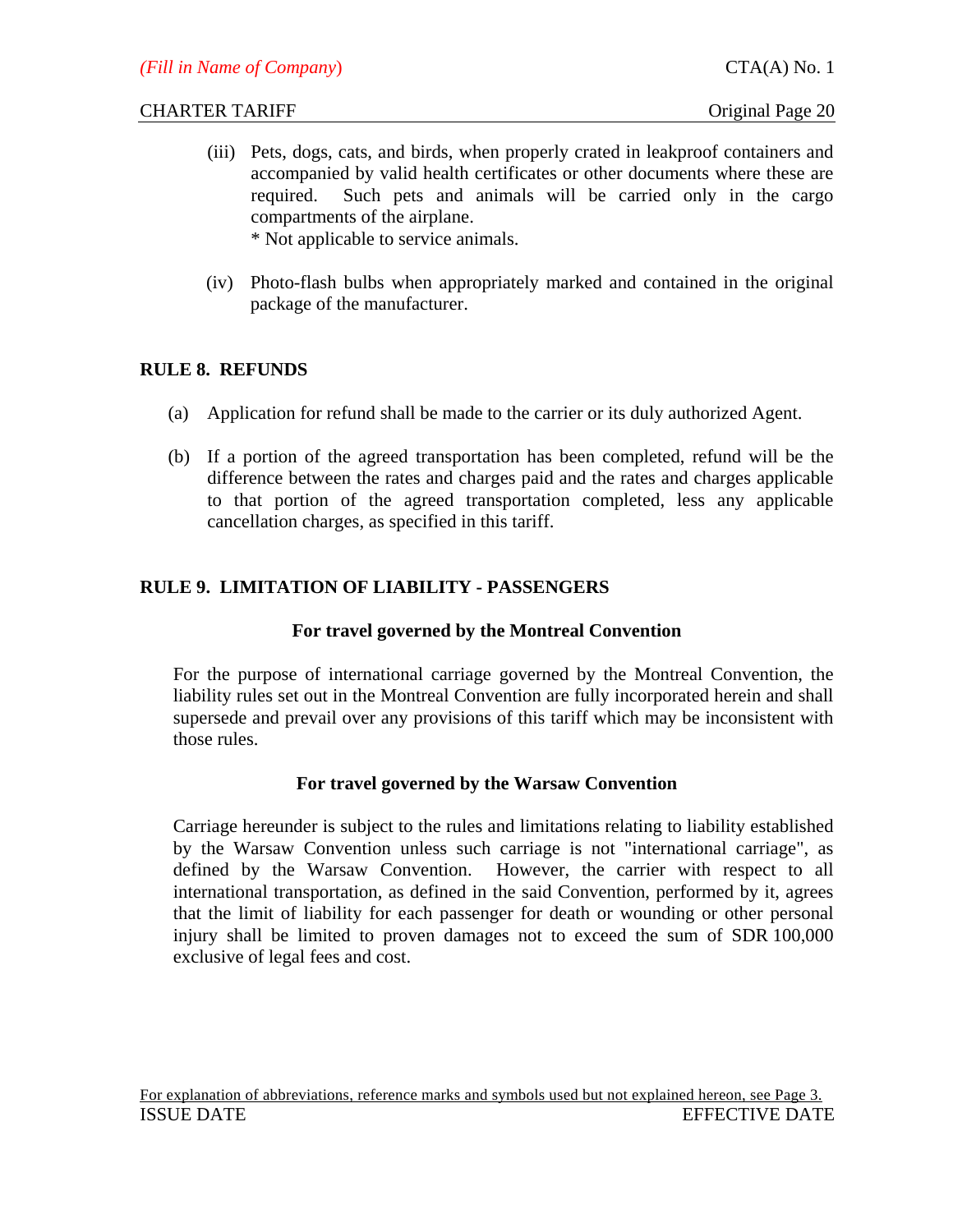(iii) Pets, dogs, cats, and birds, when properly crated in leakproof containers and accompanied by valid health certificates or other documents where these are required. Such pets and animals will be carried only in the cargo compartments of the airplane.
* Not applicable to service animals.

(iv) Photo-flash bulbs when appropriately marked and contained in the original package of the manufacturer.

## RULE 8. REFUNDS

(a) Application for refund shall be made to the carrier or its duly authorized Agent.

(b) If a portion of the agreed transportation has been completed, refund will be the difference between the rates and charges paid and the rates and charges applicable to that portion of the agreed transportation completed, less any applicable cancellation charges, as specified in this tariff.

## RULE 9. LIMITATION OF LIABILITY - PASSENGERS

### For travel governed by the Montreal Convention

For the purpose of international carriage governed by the Montreal Convention, the liability rules set out in the Montreal Convention are fully incorporated herein and shall supersede and prevail over any provisions of this tariff which may be inconsistent with those rules.

### For travel governed by the Warsaw Convention

Carriage hereunder is subject to the rules and limitations relating to liability established by the Warsaw Convention unless such carriage is not "international carriage", as defined by the Warsaw Convention. However, the carrier with respect to all international transportation, as defined in the said Convention, performed by it, agrees that the limit of liability for each passenger for death or wounding or other personal injury shall be limited to proven damages not to exceed the sum of SDR 100,000 exclusive of legal fees and cost.

For explanation of abbreviations, reference marks and symbols used but not explained hereon, see Page 3.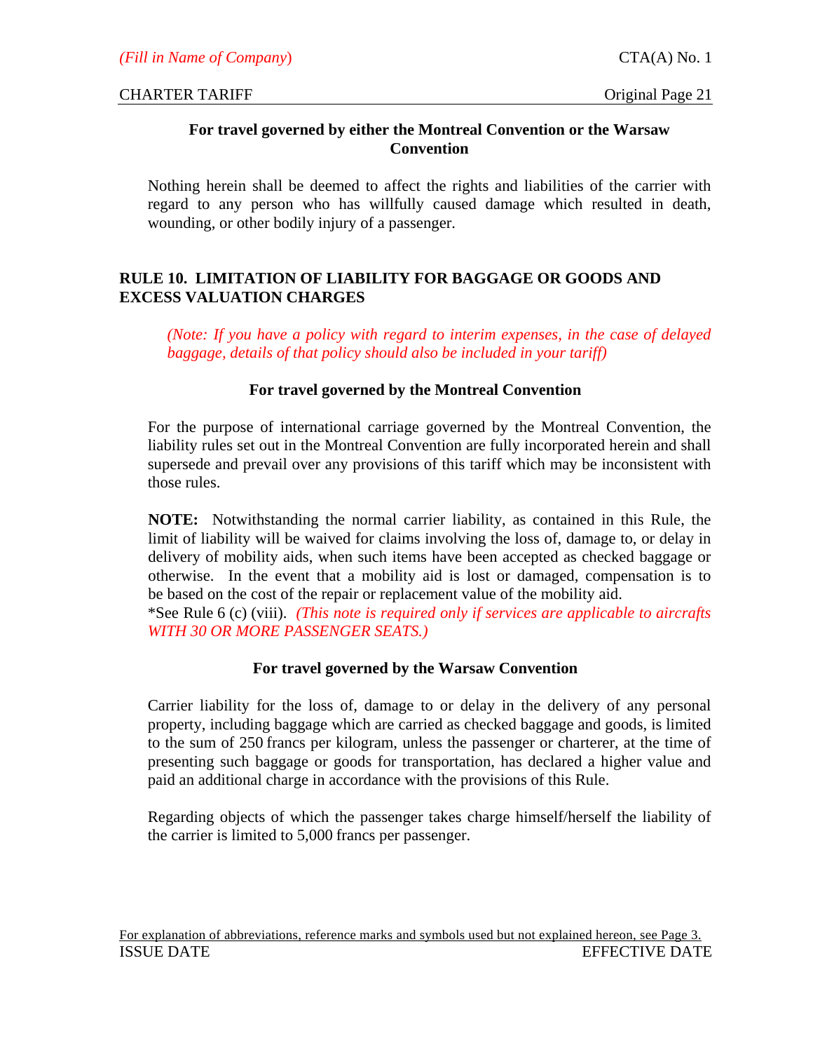**For travel governed by either the Montreal Convention or the Warsaw Convention**

Nothing herein shall be deemed to affect the rights and liabilities of the carrier with regard to any person who has willfully caused damage which resulted in death, wounding, or other bodily injury of a passenger.

## RULE 10. LIMITATION OF LIABILITY FOR BAGGAGE OR GOODS AND EXCESS VALUATION CHARGES

*(Note: If you have a policy with regard to interim expenses, in the case of delayed baggage, details of that policy should also be included in your tariff)*

**For travel governed by the Montreal Convention**

For the purpose of international carriage governed by the Montreal Convention, the liability rules set out in the Montreal Convention are fully incorporated herein and shall supersede and prevail over any provisions of this tariff which may be inconsistent with those rules.

**NOTE:** Notwithstanding the normal carrier liability, as contained in this Rule, the limit of liability will be waived for claims involving the loss of, damage to, or delay in delivery of mobility aids, when such items have been accepted as checked baggage or otherwise. In the event that a mobility aid is lost or damaged, compensation is to be based on the cost of the repair or replacement value of the mobility aid.
*See Rule 6 (c) (viii). *(This note is required only if services are applicable to aircrafts WITH 30 OR MORE PASSENGER SEATS.)*

**For travel governed by the Warsaw Convention**

Carrier liability for the loss of, damage to or delay in the delivery of any personal property, including baggage which are carried as checked baggage and goods, is limited to the sum of 250 francs per kilogram, unless the passenger or charterer, at the time of presenting such baggage or goods for transportation, has declared a higher value and paid an additional charge in accordance with the provisions of this Rule.

Regarding objects of which the passenger takes charge himself/herself the liability of the carrier is limited to 5,000 francs per passenger.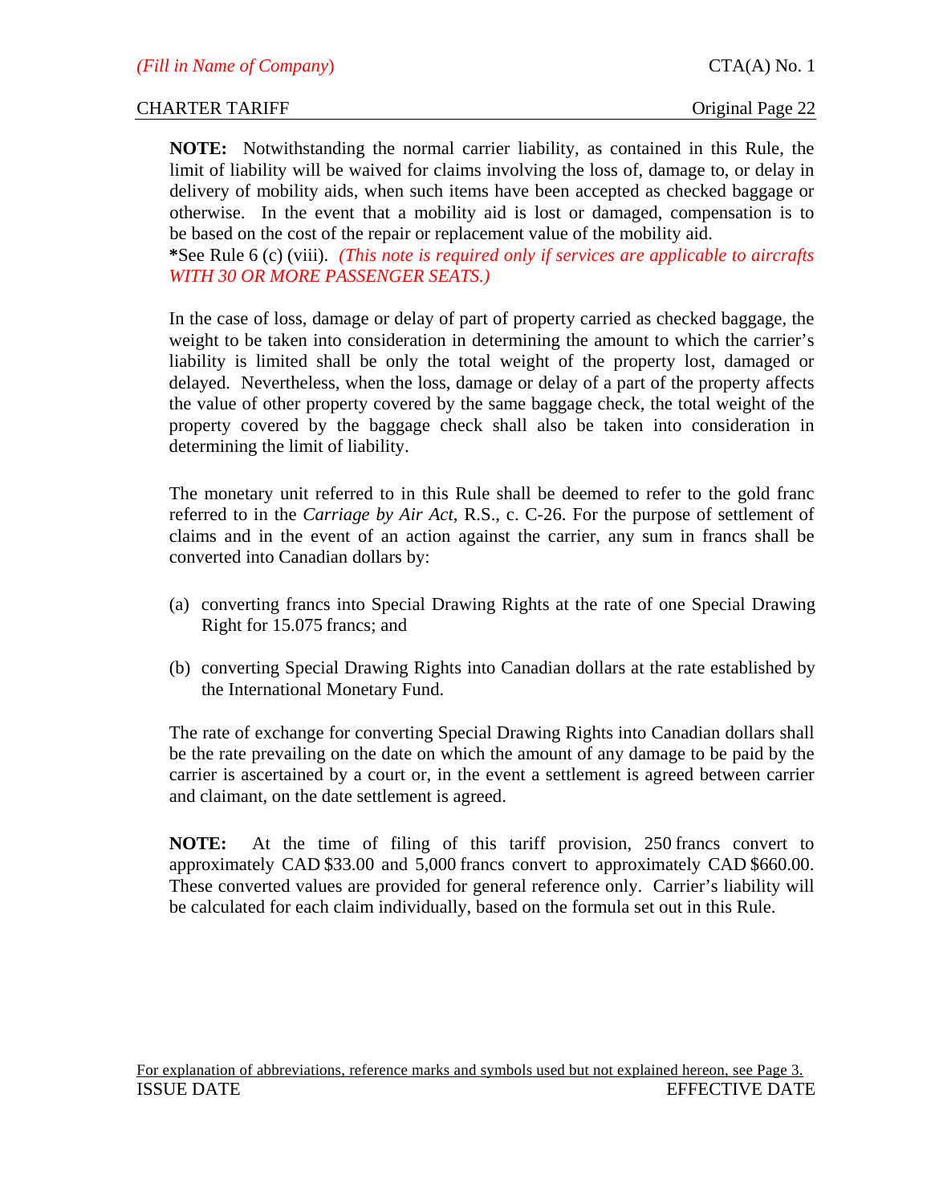**NOTE:** Notwithstanding the normal carrier liability, as contained in this Rule, the limit of liability will be waived for claims involving the loss of, damage to, or delay in delivery of mobility aids, when such items have been accepted as checked baggage or otherwise. In the event that a mobility aid is lost or damaged, compensation is to be based on the cost of the repair or replacement value of the mobility aid.
*See Rule 6 (c) (viii). *(This note is required only if services are applicable to aircrafts WITH 30 OR MORE PASSENGER SEATS.)*

In the case of loss, damage or delay of part of property carried as checked baggage, the weight to be taken into consideration in determining the amount to which the carrier's liability is limited shall be only the total weight of the property lost, damaged or delayed. Nevertheless, when the loss, damage or delay of a part of the property affects the value of other property covered by the same baggage check, the total weight of the property covered by the baggage check shall also be taken into consideration in determining the limit of liability.

The monetary unit referred to in this Rule shall be deemed to refer to the gold franc referred to in the *Carriage by Air Act*, R.S., c. C-26. For the purpose of settlement of claims and in the event of an action against the carrier, any sum in francs shall be converted into Canadian dollars by:

(a) converting francs into Special Drawing Rights at the rate of one Special Drawing Right for 15.075 francs; and

(b) converting Special Drawing Rights into Canadian dollars at the rate established by the International Monetary Fund.

The rate of exchange for converting Special Drawing Rights into Canadian dollars shall be the rate prevailing on the date on which the amount of any damage to be paid by the carrier is ascertained by a court or, in the event a settlement is agreed between carrier and claimant, on the date settlement is agreed.

**NOTE:** At the time of filing of this tariff provision, 250 francs convert to approximately CAD $33.00 and 5,000 francs convert to approximately CAD $660.00. These converted values are provided for general reference only. Carrier's liability will be calculated for each claim individually, based on the formula set out in this Rule.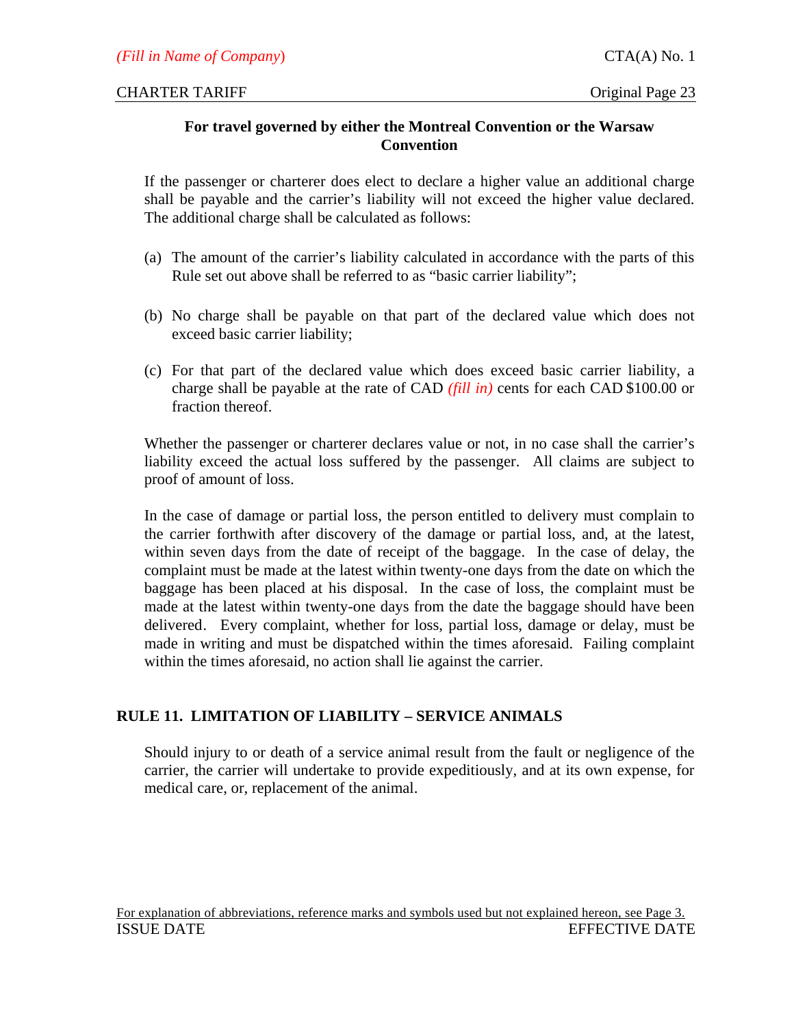**For travel governed by either the Montreal Convention or the Warsaw Convention**

If the passenger or charterer does elect to declare a higher value an additional charge shall be payable and the carrier's liability will not exceed the higher value declared. The additional charge shall be calculated as follows:

(a) The amount of the carrier's liability calculated in accordance with the parts of this Rule set out above shall be referred to as "basic carrier liability";

(b) No charge shall be payable on that part of the declared value which does not exceed basic carrier liability;

(c) For that part of the declared value which does exceed basic carrier liability, a charge shall be payable at the rate of CAD *(fill in)* cents for each CAD $100.00 or fraction thereof.

Whether the passenger or charterer declares value or not, in no case shall the carrier's liability exceed the actual loss suffered by the passenger. All claims are subject to proof of amount of loss.

In the case of damage or partial loss, the person entitled to delivery must complain to the carrier forthwith after discovery of the damage or partial loss, and, at the latest, within seven days from the date of receipt of the baggage. In the case of delay, the complaint must be made at the latest within twenty-one days from the date on which the baggage has been placed at his disposal. In the case of loss, the complaint must be made at the latest within twenty-one days from the date the baggage should have been delivered. Every complaint, whether for loss, partial loss, damage or delay, must be made in writing and must be dispatched within the times aforesaid. Failing complaint within the times aforesaid, no action shall lie against the carrier.

## RULE 11. LIMITATION OF LIABILITY – SERVICE ANIMALS

Should injury to or death of a service animal result from the fault or negligence of the carrier, the carrier will undertake to provide expeditiously, and at its own expense, for medical care, or, replacement of the animal.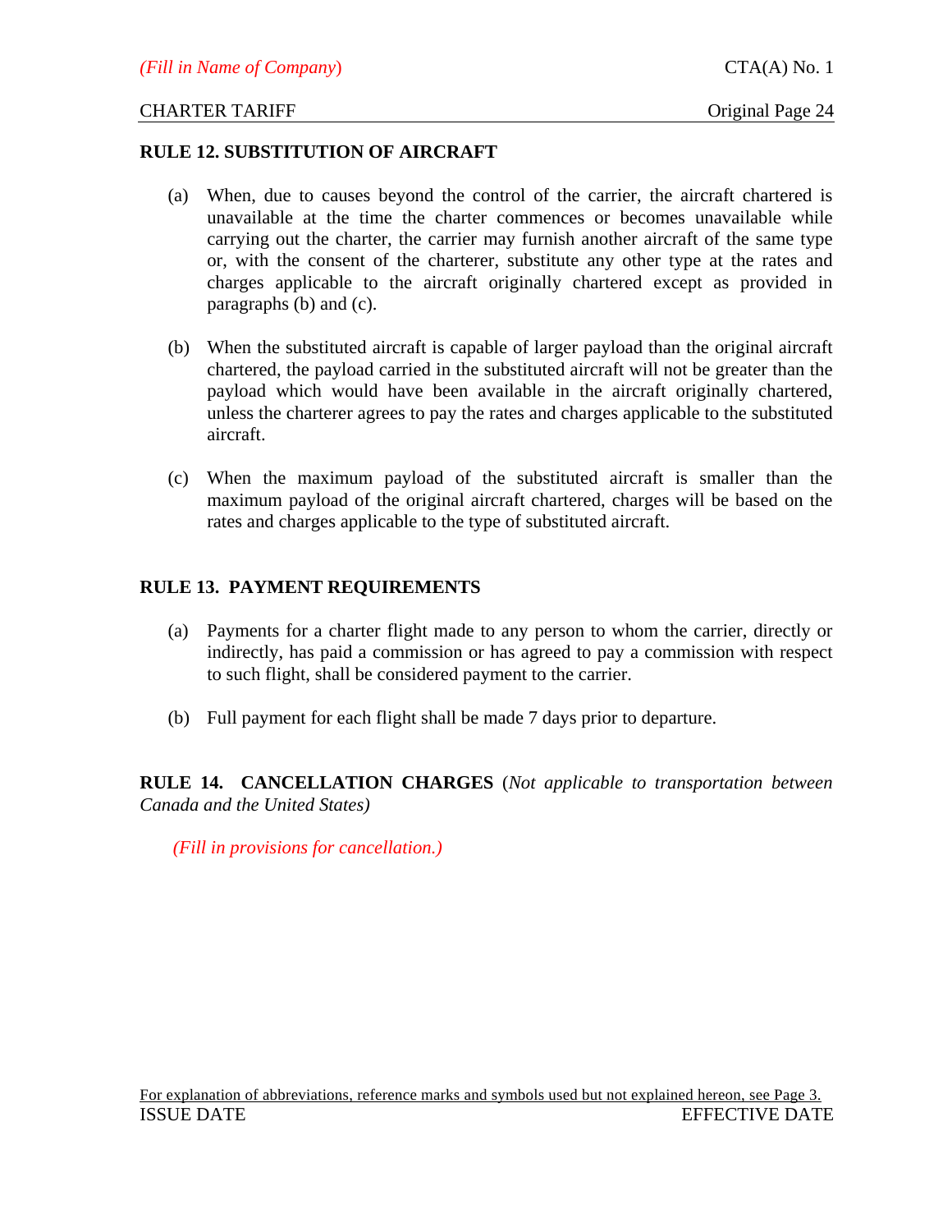## RULE 12. SUBSTITUTION OF AIRCRAFT

(a) When, due to causes beyond the control of the carrier, the aircraft chartered is unavailable at the time the charter commences or becomes unavailable while carrying out the charter, the carrier may furnish another aircraft of the same type or, with the consent of the charterer, substitute any other type at the rates and charges applicable to the aircraft originally chartered except as provided in paragraphs (b) and (c).

(b) When the substituted aircraft is capable of larger payload than the original aircraft chartered, the payload carried in the substituted aircraft will not be greater than the payload which would have been available in the aircraft originally chartered, unless the charterer agrees to pay the rates and charges applicable to the substituted aircraft.

(c) When the maximum payload of the substituted aircraft is smaller than the maximum payload of the original aircraft chartered, charges will be based on the rates and charges applicable to the type of substituted aircraft.

## RULE 13. PAYMENT REQUIREMENTS

(a) Payments for a charter flight made to any person to whom the carrier, directly or indirectly, has paid a commission or has agreed to pay a commission with respect to such flight, shall be considered payment to the carrier.

(b) Full payment for each flight shall be made 7 days prior to departure.

## RULE 14. CANCELLATION CHARGES (*Not applicable to transportation between Canada and the United States)*

*(Fill in provisions for cancellation.)*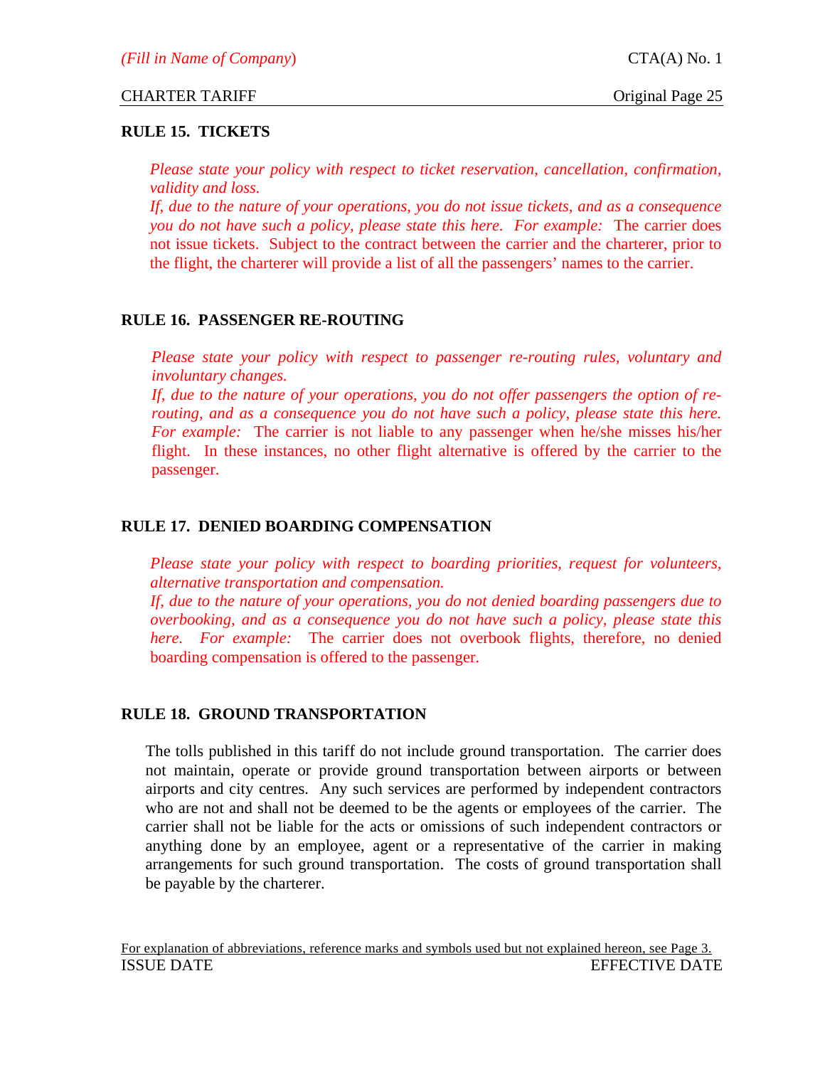## RULE 15. TICKETS

*Please state your policy with respect to ticket reservation, cancellation, confirmation, validity and loss.*
*If, due to the nature of your operations, you do not issue tickets, and as a consequence you do not have such a policy, please state this here. For example:* The carrier does not issue tickets. Subject to the contract between the carrier and the charterer, prior to the flight, the charterer will provide a list of all the passengers' names to the carrier.

## RULE 16. PASSENGER RE-ROUTING

*Please state your policy with respect to passenger re-routing rules, voluntary and involuntary changes.*
*If, due to the nature of your operations, you do not offer passengers the option of re-routing, and as a consequence you do not have such a policy, please state this here. For example:* The carrier is not liable to any passenger when he/she misses his/her flight. In these instances, no other flight alternative is offered by the carrier to the passenger.

## RULE 17. DENIED BOARDING COMPENSATION

*Please state your policy with respect to boarding priorities, request for volunteers, alternative transportation and compensation.*
*If, due to the nature of your operations, you do not denied boarding passengers due to overbooking, and as a consequence you do not have such a policy, please state this here. For example:* The carrier does not overbook flights, therefore, no denied boarding compensation is offered to the passenger.

## RULE 18. GROUND TRANSPORTATION

The tolls published in this tariff do not include ground transportation. The carrier does not maintain, operate or provide ground transportation between airports or between airports and city centres. Any such services are performed by independent contractors who are not and shall not be deemed to be the agents or employees of the carrier. The carrier shall not be liable for the acts or omissions of such independent contractors or anything done by an employee, agent or a representative of the carrier in making arrangements for such ground transportation. The costs of ground transportation shall be payable by the charterer.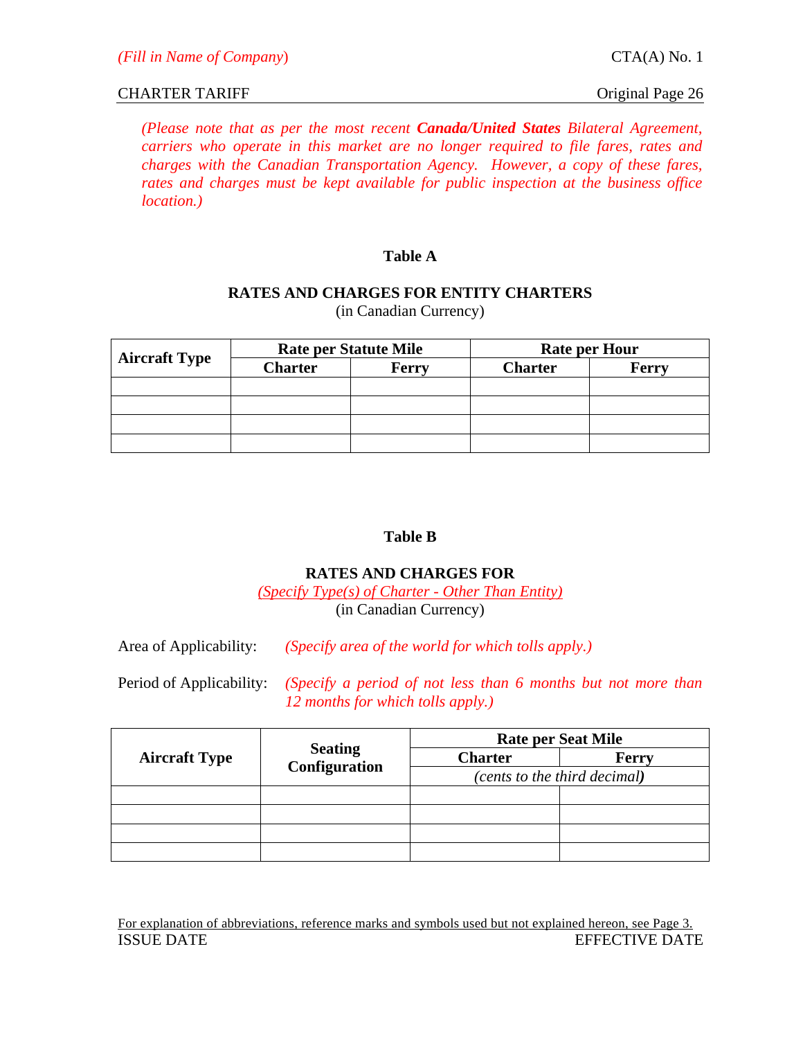*(Please note that as per the most recent **Canada/United States** Bilateral Agreement, carriers who operate in this market are no longer required to file fares, rates and charges with the Canadian Transportation Agency. However, a copy of these fares, rates and charges must be kept available for public inspection at the business office location.)*

### Table A

**RATES AND CHARGES FOR ENTITY CHARTERS**
(in Canadian Currency)

| Aircraft Type | Rate per Statute Mile | | Rate per Hour | |
|---|---|---|---|---|
| | Charter | Ferry | Charter | Ferry |
| | | | | |
| | | | | |
| | | | | |
| | | | | |

### Table B

**RATES AND CHARGES FOR**
*(Specify Type(s) of Charter - Other Than Entity)*
(in Canadian Currency)

Area of Applicability: *(Specify area of the world for which tolls apply.)*

Period of Applicability: *(Specify a period of not less than 6 months but not more than 12 months for which tolls apply.)*

| Aircraft Type | Seating Configuration | Rate per Seat Mile | |
|---|---|---|---|
| | | Charter | Ferry |
| | | *(cents to the third decimal)* | |
| | | | |
| | | | |
| | | | |
| | | | |

For explanation of abbreviations, reference marks and symbols used but not explained hereon, see Page 3.

ISSUE DATE EFFECTIVE DATE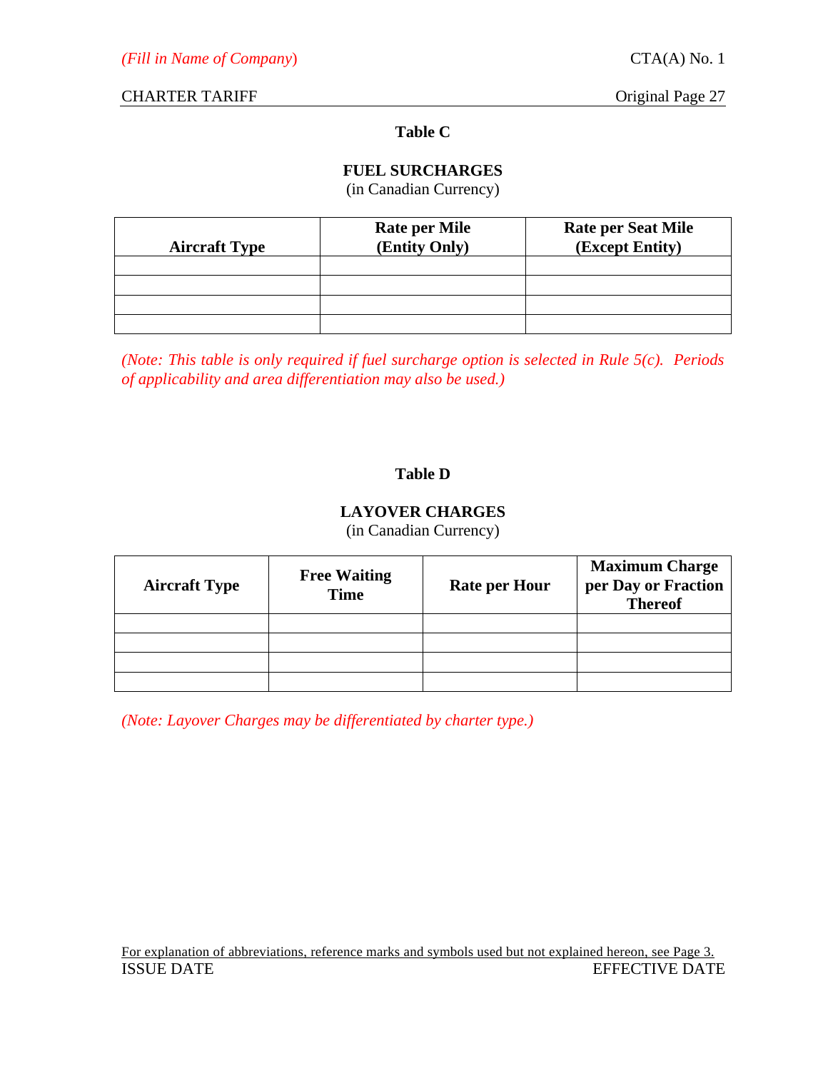## Table C

### FUEL SURCHARGES

(in Canadian Currency)

| Aircraft Type | Rate per Mile (Entity Only) | Rate per Seat Mile (Except Entity) |
|---|---|---|
| | | |
| | | |
| | | |
| | | |

*(Note: This table is only required if fuel surcharge option is selected in Rule 5(c). Periods of applicability and area differentiation may also be used.)*

## Table D

### LAYOVER CHARGES

(in Canadian Currency)

| Aircraft Type | Free Waiting Time | Rate per Hour | Maximum Charge per Day or Fraction Thereof |
|---|---|---|---|
| | | | |
| | | | |
| | | | |
| | | | |

*(Note: Layover Charges may be differentiated by charter type.)*

For explanation of abbreviations, reference marks and symbols used but not explained hereon, see Page 3.

ISSUE DATE EFFECTIVE DATE